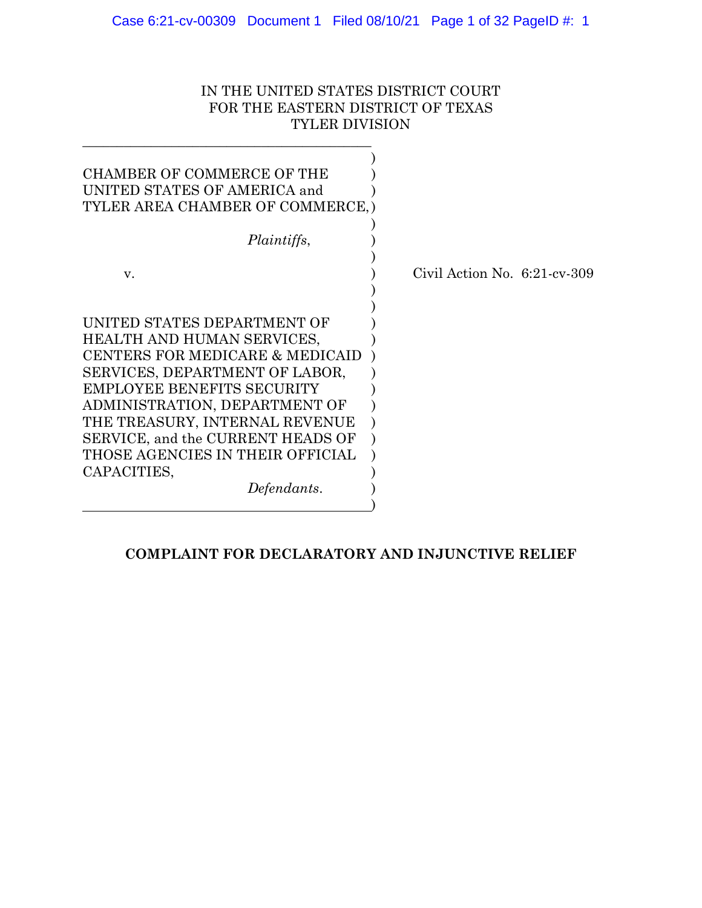IN THE UNITED STATES DISTRICT COURT
FOR THE EASTERN DISTRICT OF TEXAS
TYLER DIVISION

CHAMBER OF COMMERCE OF THE UNITED STATES OF AMERICA and TYLER AREA CHAMBER OF COMMERCE,

*Plaintiffs*,

v.

UNITED STATES DEPARTMENT OF HEALTH AND HUMAN SERVICES, CENTERS FOR MEDICARE & MEDICAID SERVICES, DEPARTMENT OF LABOR, EMPLOYEE BENEFITS SECURITY ADMINISTRATION, DEPARTMENT OF THE TREASURY, INTERNAL REVENUE SERVICE, and the CURRENT HEADS OF THOSE AGENCIES IN THEIR OFFICIAL CAPACITIES,

*Defendants*.

Civil Action No. 6:21-cv-309

**COMPLAINT FOR DECLARATORY AND INJUNCTIVE RELIEF**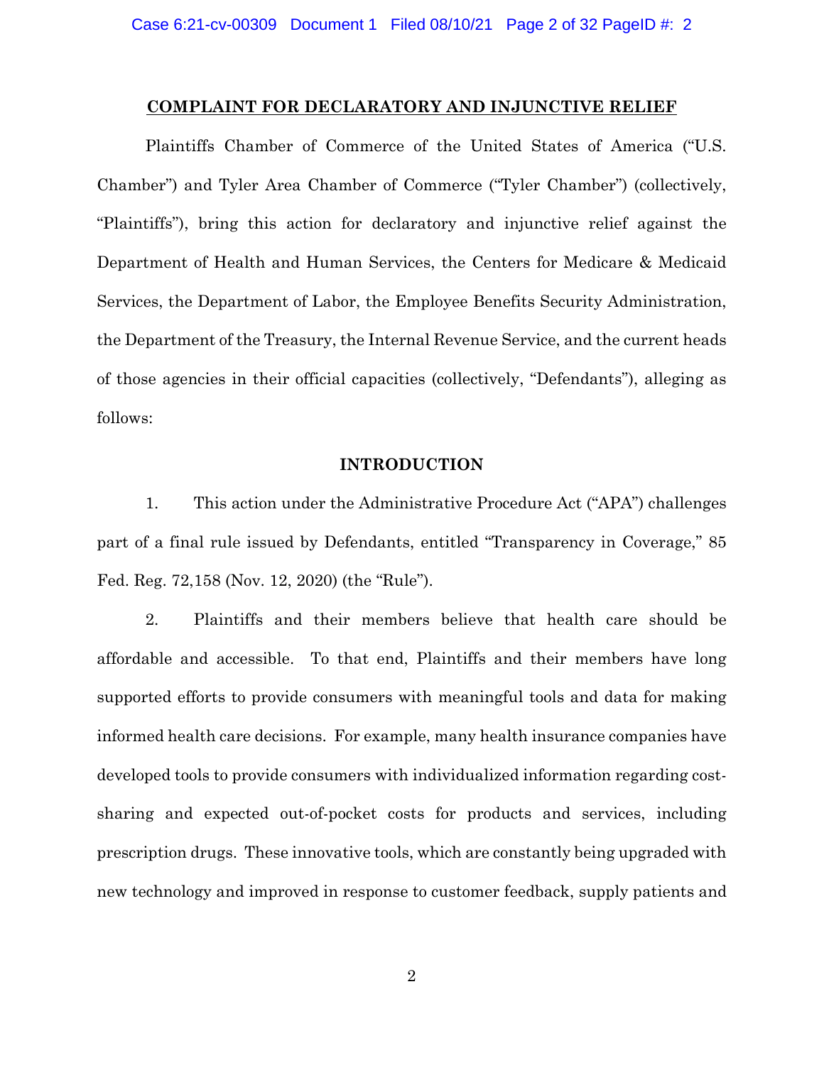## COMPLAINT FOR DECLARATORY AND INJUNCTIVE RELIEF

Plaintiffs Chamber of Commerce of the United States of America ("U.S. Chamber") and Tyler Area Chamber of Commerce ("Tyler Chamber") (collectively, "Plaintiffs"), bring this action for declaratory and injunctive relief against the Department of Health and Human Services, the Centers for Medicare & Medicaid Services, the Department of Labor, the Employee Benefits Security Administration, the Department of the Treasury, the Internal Revenue Service, and the current heads of those agencies in their official capacities (collectively, "Defendants"), alleging as follows:

## INTRODUCTION

1. This action under the Administrative Procedure Act ("APA") challenges part of a final rule issued by Defendants, entitled "Transparency in Coverage," 85 Fed. Reg. 72,158 (Nov. 12, 2020) (the "Rule").

2. Plaintiffs and their members believe that health care should be affordable and accessible. To that end, Plaintiffs and their members have long supported efforts to provide consumers with meaningful tools and data for making informed health care decisions. For example, many health insurance companies have developed tools to provide consumers with individualized information regarding cost-sharing and expected out-of-pocket costs for products and services, including prescription drugs. These innovative tools, which are constantly being upgraded with new technology and improved in response to customer feedback, supply patients and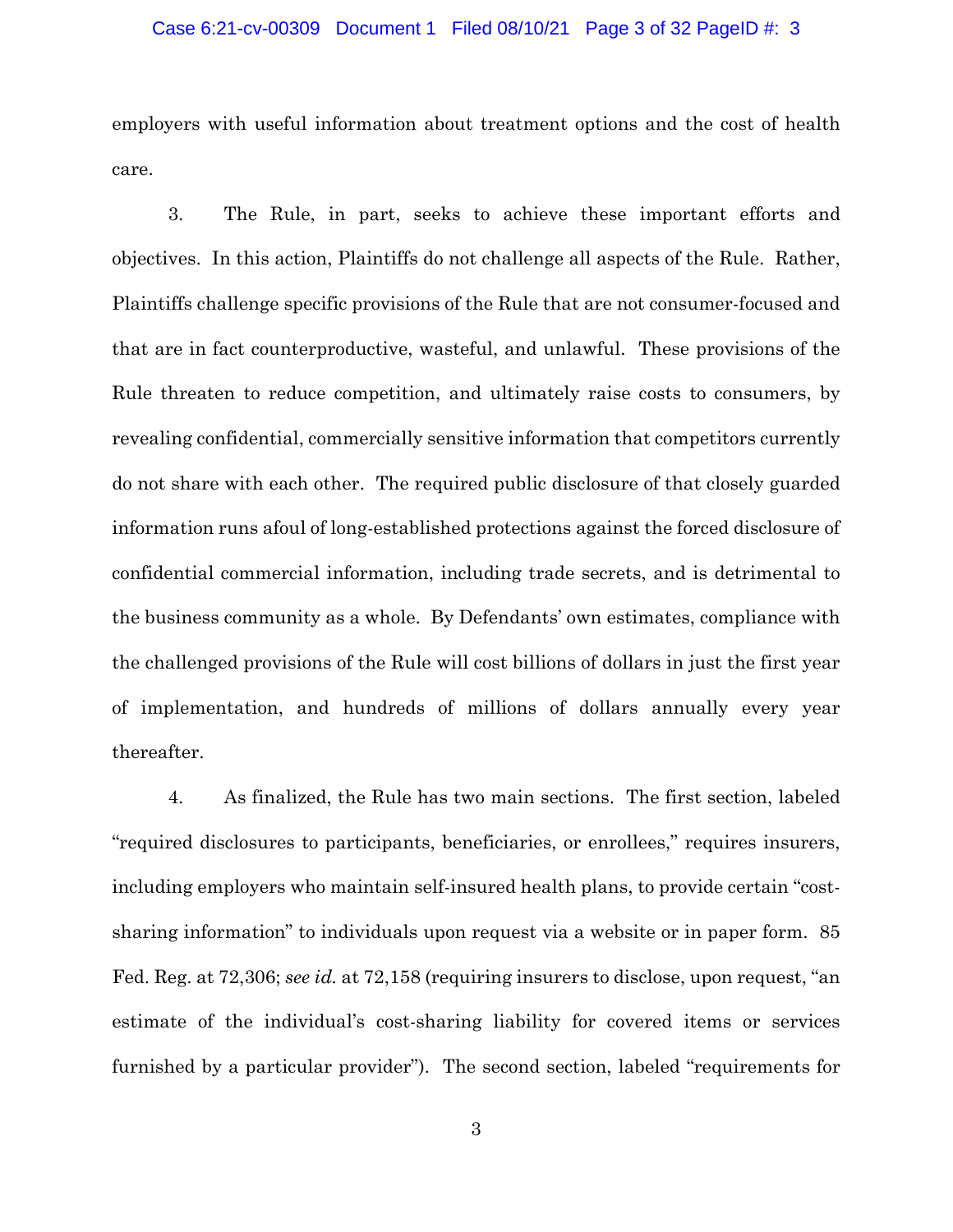employers with useful information about treatment options and the cost of health care.

3. The Rule, in part, seeks to achieve these important efforts and objectives. In this action, Plaintiffs do not challenge all aspects of the Rule. Rather, Plaintiffs challenge specific provisions of the Rule that are not consumer-focused and that are in fact counterproductive, wasteful, and unlawful. These provisions of the Rule threaten to reduce competition, and ultimately raise costs to consumers, by revealing confidential, commercially sensitive information that competitors currently do not share with each other. The required public disclosure of that closely guarded information runs afoul of long-established protections against the forced disclosure of confidential commercial information, including trade secrets, and is detrimental to the business community as a whole. By Defendants' own estimates, compliance with the challenged provisions of the Rule will cost billions of dollars in just the first year of implementation, and hundreds of millions of dollars annually every year thereafter.

4. As finalized, the Rule has two main sections. The first section, labeled "required disclosures to participants, beneficiaries, or enrollees," requires insurers, including employers who maintain self-insured health plans, to provide certain "cost-sharing information" to individuals upon request via a website or in paper form. 85 Fed. Reg. at 72,306; *see id.* at 72,158 (requiring insurers to disclose, upon request, "an estimate of the individual's cost-sharing liability for covered items or services furnished by a particular provider"). The second section, labeled "requirements for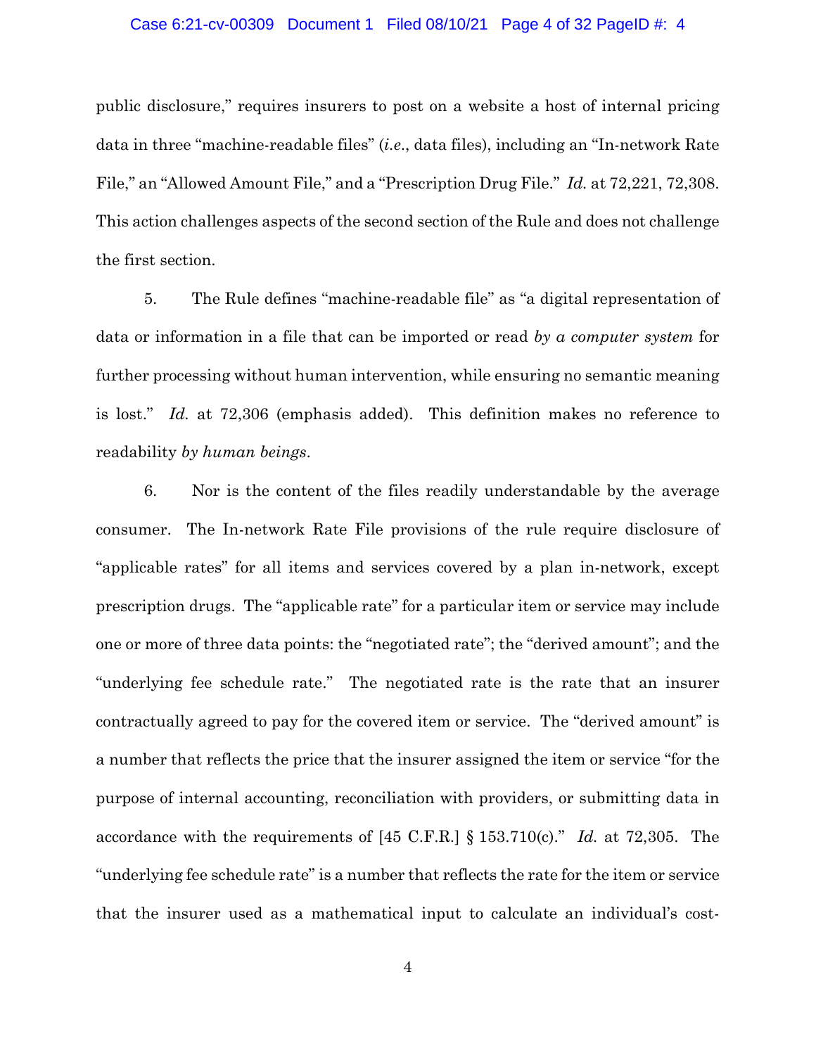public disclosure," requires insurers to post on a website a host of internal pricing data in three "machine-readable files" (*i.e.*, data files), including an "In-network Rate File," an "Allowed Amount File," and a "Prescription Drug File." *Id.* at 72,221, 72,308. This action challenges aspects of the second section of the Rule and does not challenge the first section.

5. The Rule defines "machine-readable file" as "a digital representation of data or information in a file that can be imported or read *by a computer system* for further processing without human intervention, while ensuring no semantic meaning is lost." *Id.* at 72,306 (emphasis added). This definition makes no reference to readability *by human beings*.

6. Nor is the content of the files readily understandable by the average consumer. The In-network Rate File provisions of the rule require disclosure of "applicable rates" for all items and services covered by a plan in-network, except prescription drugs. The "applicable rate" for a particular item or service may include one or more of three data points: the "negotiated rate"; the "derived amount"; and the "underlying fee schedule rate." The negotiated rate is the rate that an insurer contractually agreed to pay for the covered item or service. The "derived amount" is a number that reflects the price that the insurer assigned the item or service "for the purpose of internal accounting, reconciliation with providers, or submitting data in accordance with the requirements of [45 C.F.R.] § 153.710(c)." *Id.* at 72,305. The "underlying fee schedule rate" is a number that reflects the rate for the item or service that the insurer used as a mathematical input to calculate an individual's cost-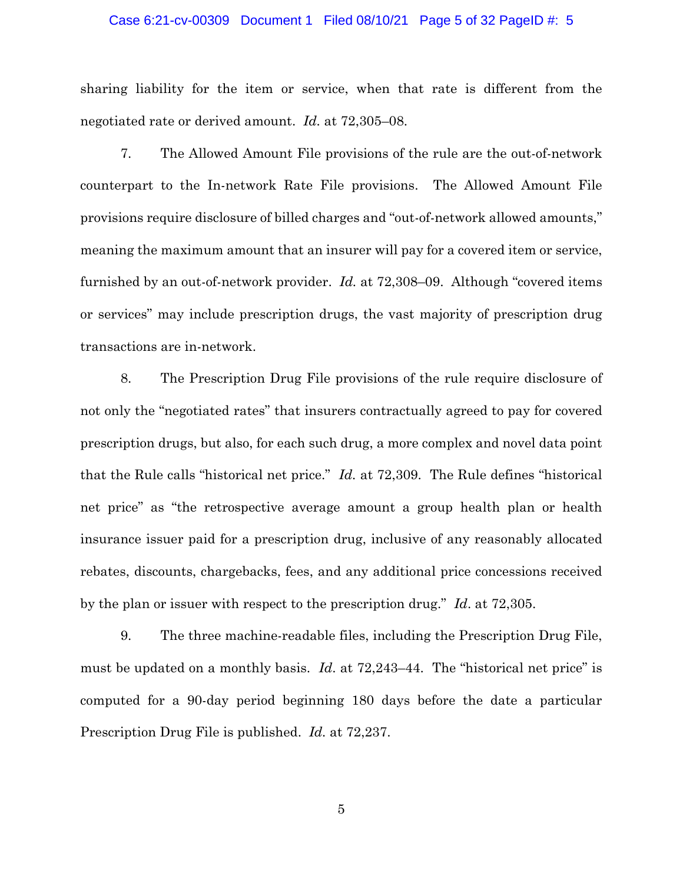sharing liability for the item or service, when that rate is different from the negotiated rate or derived amount. *Id.* at 72,305–08.

7. The Allowed Amount File provisions of the rule are the out-of-network counterpart to the In-network Rate File provisions. The Allowed Amount File provisions require disclosure of billed charges and "out-of-network allowed amounts," meaning the maximum amount that an insurer will pay for a covered item or service, furnished by an out-of-network provider. *Id.* at 72,308–09. Although "covered items or services" may include prescription drugs, the vast majority of prescription drug transactions are in-network.

8. The Prescription Drug File provisions of the rule require disclosure of not only the "negotiated rates" that insurers contractually agreed to pay for covered prescription drugs, but also, for each such drug, a more complex and novel data point that the Rule calls "historical net price." *Id.* at 72,309. The Rule defines "historical net price" as "the retrospective average amount a group health plan or health insurance issuer paid for a prescription drug, inclusive of any reasonably allocated rebates, discounts, chargebacks, fees, and any additional price concessions received by the plan or issuer with respect to the prescription drug." *Id*. at 72,305.

9. The three machine-readable files, including the Prescription Drug File, must be updated on a monthly basis. *Id*. at 72,243–44. The "historical net price" is computed for a 90-day period beginning 180 days before the date a particular Prescription Drug File is published. *Id.* at 72,237.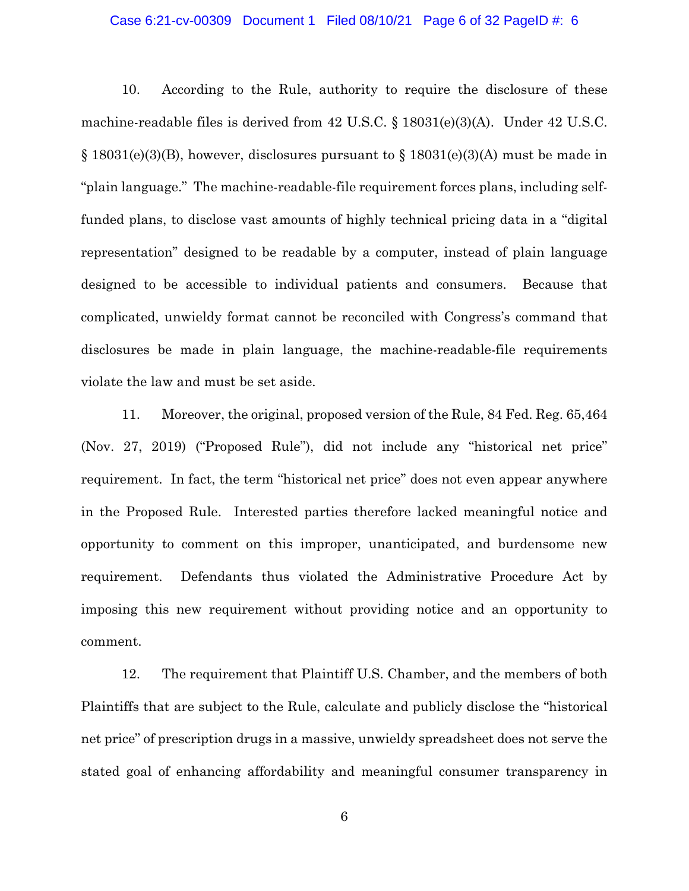10. According to the Rule, authority to require the disclosure of these machine-readable files is derived from 42 U.S.C. § 18031(e)(3)(A). Under 42 U.S.C. § 18031(e)(3)(B), however, disclosures pursuant to § 18031(e)(3)(A) must be made in "plain language." The machine-readable-file requirement forces plans, including self-funded plans, to disclose vast amounts of highly technical pricing data in a "digital representation" designed to be readable by a computer, instead of plain language designed to be accessible to individual patients and consumers. Because that complicated, unwieldy format cannot be reconciled with Congress's command that disclosures be made in plain language, the machine-readable-file requirements violate the law and must be set aside.

11. Moreover, the original, proposed version of the Rule, 84 Fed. Reg. 65,464 (Nov. 27, 2019) ("Proposed Rule"), did not include any "historical net price" requirement. In fact, the term "historical net price" does not even appear anywhere in the Proposed Rule. Interested parties therefore lacked meaningful notice and opportunity to comment on this improper, unanticipated, and burdensome new requirement. Defendants thus violated the Administrative Procedure Act by imposing this new requirement without providing notice and an opportunity to comment.

12. The requirement that Plaintiff U.S. Chamber, and the members of both Plaintiffs that are subject to the Rule, calculate and publicly disclose the "historical net price" of prescription drugs in a massive, unwieldy spreadsheet does not serve the stated goal of enhancing affordability and meaningful consumer transparency in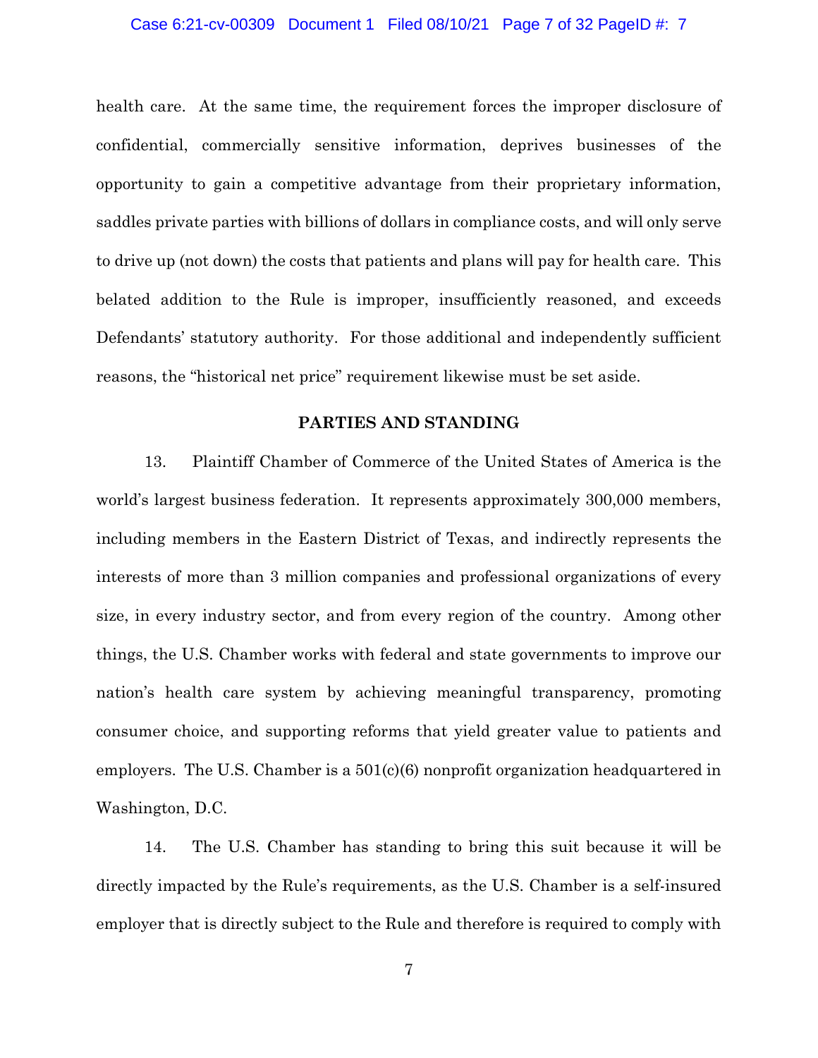health care. At the same time, the requirement forces the improper disclosure of confidential, commercially sensitive information, deprives businesses of the opportunity to gain a competitive advantage from their proprietary information, saddles private parties with billions of dollars in compliance costs, and will only serve to drive up (not down) the costs that patients and plans will pay for health care. This belated addition to the Rule is improper, insufficiently reasoned, and exceeds Defendants' statutory authority. For those additional and independently sufficient reasons, the "historical net price" requirement likewise must be set aside.

## PARTIES AND STANDING

13. Plaintiff Chamber of Commerce of the United States of America is the world's largest business federation. It represents approximately 300,000 members, including members in the Eastern District of Texas, and indirectly represents the interests of more than 3 million companies and professional organizations of every size, in every industry sector, and from every region of the country. Among other things, the U.S. Chamber works with federal and state governments to improve our nation's health care system by achieving meaningful transparency, promoting consumer choice, and supporting reforms that yield greater value to patients and employers. The U.S. Chamber is a 501(c)(6) nonprofit organization headquartered in Washington, D.C.

14. The U.S. Chamber has standing to bring this suit because it will be directly impacted by the Rule's requirements, as the U.S. Chamber is a self-insured employer that is directly subject to the Rule and therefore is required to comply with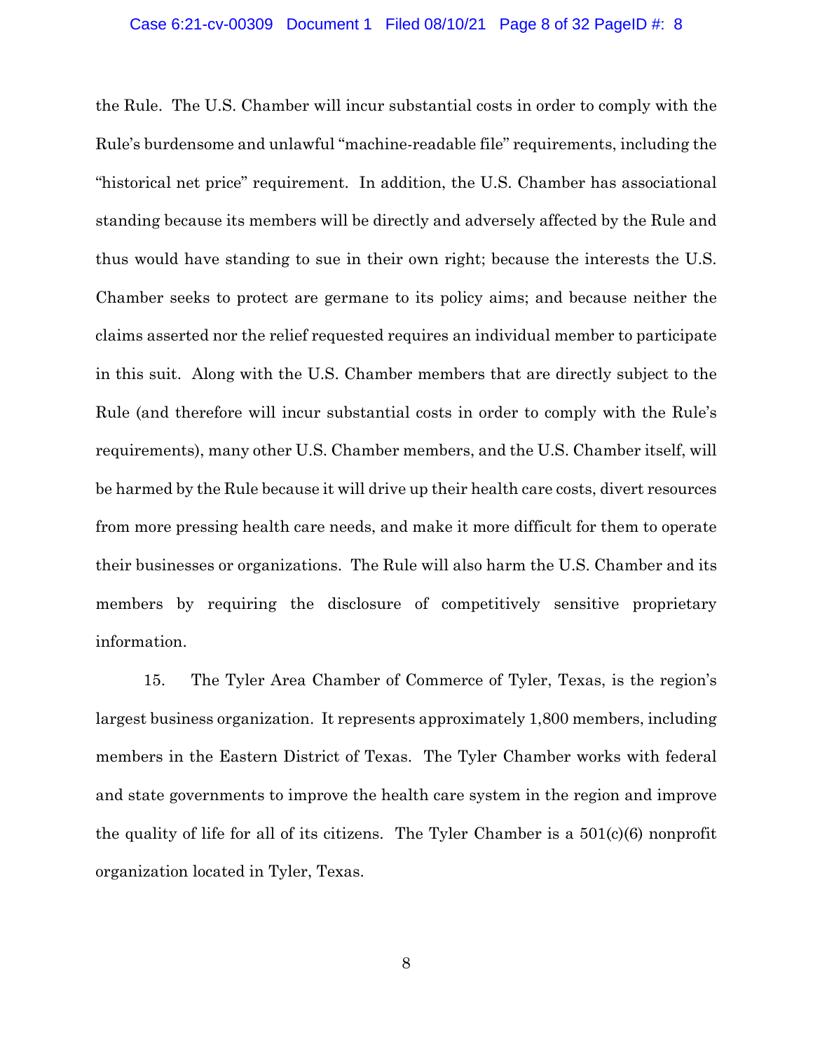the Rule. The U.S. Chamber will incur substantial costs in order to comply with the Rule's burdensome and unlawful "machine-readable file" requirements, including the "historical net price" requirement. In addition, the U.S. Chamber has associational standing because its members will be directly and adversely affected by the Rule and thus would have standing to sue in their own right; because the interests the U.S. Chamber seeks to protect are germane to its policy aims; and because neither the claims asserted nor the relief requested requires an individual member to participate in this suit. Along with the U.S. Chamber members that are directly subject to the Rule (and therefore will incur substantial costs in order to comply with the Rule's requirements), many other U.S. Chamber members, and the U.S. Chamber itself, will be harmed by the Rule because it will drive up their health care costs, divert resources from more pressing health care needs, and make it more difficult for them to operate their businesses or organizations. The Rule will also harm the U.S. Chamber and its members by requiring the disclosure of competitively sensitive proprietary information.

15. The Tyler Area Chamber of Commerce of Tyler, Texas, is the region's largest business organization. It represents approximately 1,800 members, including members in the Eastern District of Texas. The Tyler Chamber works with federal and state governments to improve the health care system in the region and improve the quality of life for all of its citizens. The Tyler Chamber is a 501(c)(6) nonprofit organization located in Tyler, Texas.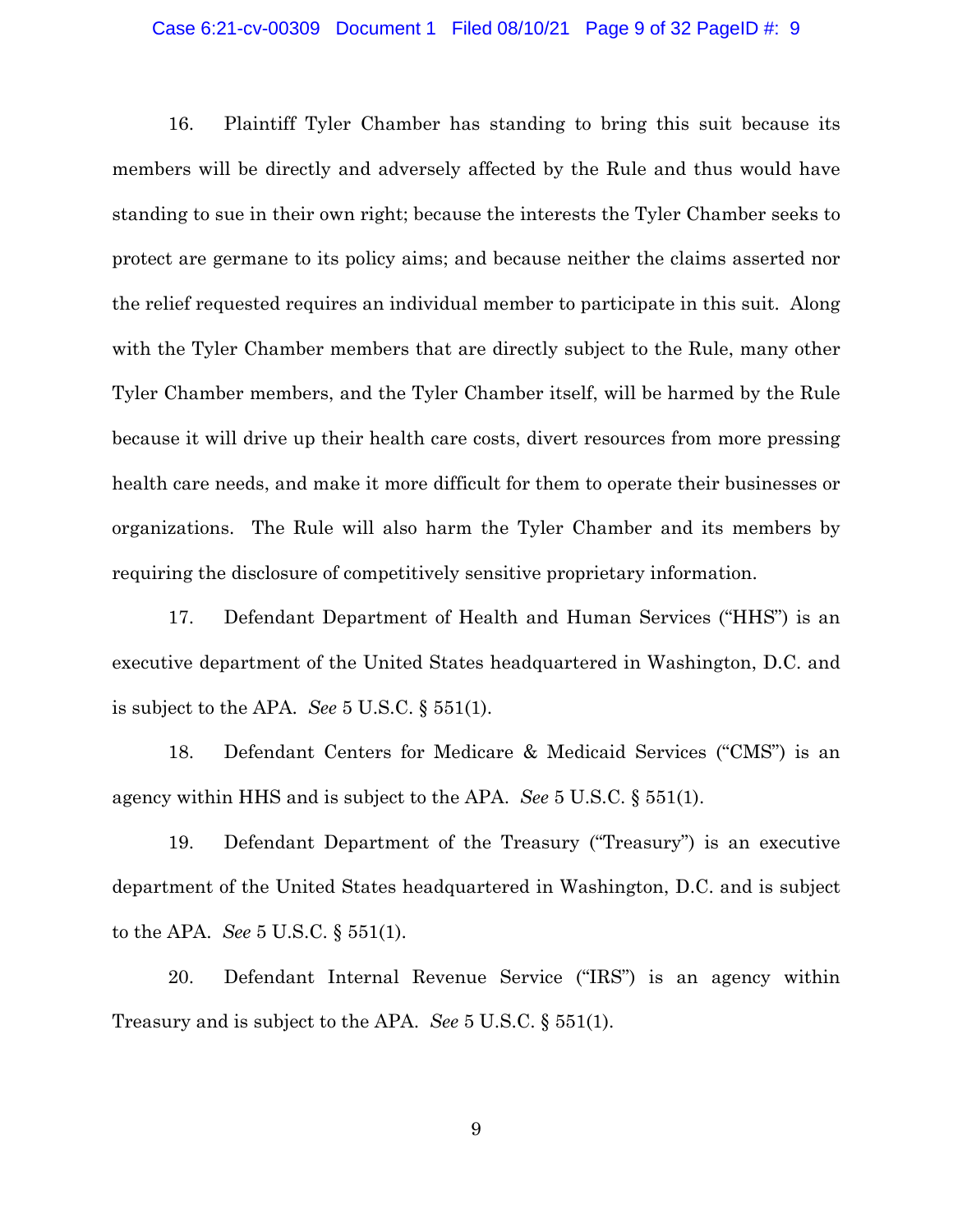16. Plaintiff Tyler Chamber has standing to bring this suit because its members will be directly and adversely affected by the Rule and thus would have standing to sue in their own right; because the interests the Tyler Chamber seeks to protect are germane to its policy aims; and because neither the claims asserted nor the relief requested requires an individual member to participate in this suit. Along with the Tyler Chamber members that are directly subject to the Rule, many other Tyler Chamber members, and the Tyler Chamber itself, will be harmed by the Rule because it will drive up their health care costs, divert resources from more pressing health care needs, and make it more difficult for them to operate their businesses or organizations. The Rule will also harm the Tyler Chamber and its members by requiring the disclosure of competitively sensitive proprietary information.

17. Defendant Department of Health and Human Services ("HHS") is an executive department of the United States headquartered in Washington, D.C. and is subject to the APA. *See* 5 U.S.C. § 551(1).

18. Defendant Centers for Medicare & Medicaid Services ("CMS") is an agency within HHS and is subject to the APA. *See* 5 U.S.C. § 551(1).

19. Defendant Department of the Treasury ("Treasury") is an executive department of the United States headquartered in Washington, D.C. and is subject to the APA. *See* 5 U.S.C. § 551(1).

20. Defendant Internal Revenue Service ("IRS") is an agency within Treasury and is subject to the APA. *See* 5 U.S.C. § 551(1).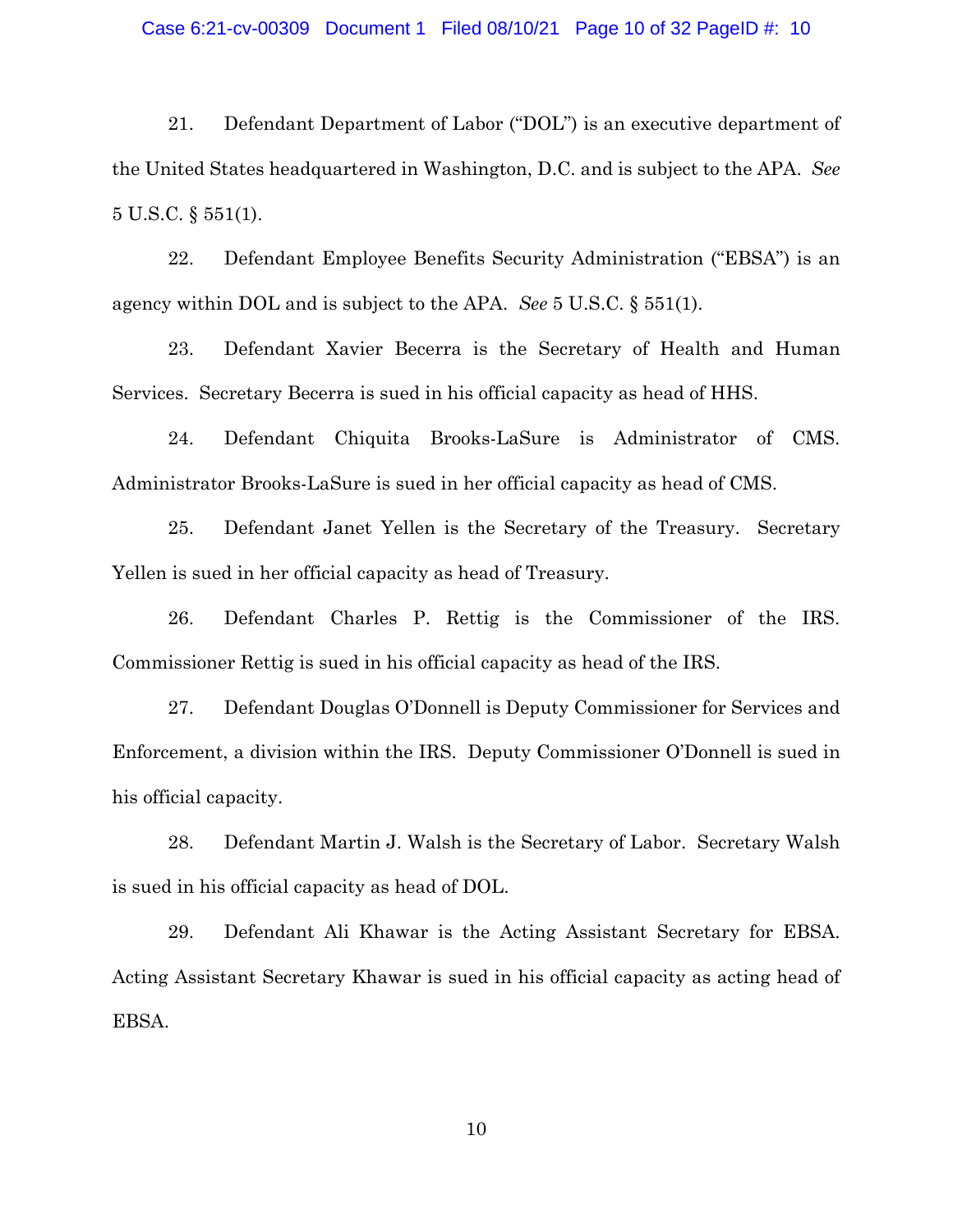21. Defendant Department of Labor ("DOL") is an executive department of the United States headquartered in Washington, D.C. and is subject to the APA. *See* 5 U.S.C. § 551(1).

22. Defendant Employee Benefits Security Administration ("EBSA") is an agency within DOL and is subject to the APA. *See* 5 U.S.C. § 551(1).

23. Defendant Xavier Becerra is the Secretary of Health and Human Services. Secretary Becerra is sued in his official capacity as head of HHS.

24. Defendant Chiquita Brooks-LaSure is Administrator of CMS. Administrator Brooks-LaSure is sued in her official capacity as head of CMS.

25. Defendant Janet Yellen is the Secretary of the Treasury. Secretary Yellen is sued in her official capacity as head of Treasury.

26. Defendant Charles P. Rettig is the Commissioner of the IRS. Commissioner Rettig is sued in his official capacity as head of the IRS.

27. Defendant Douglas O'Donnell is Deputy Commissioner for Services and Enforcement, a division within the IRS. Deputy Commissioner O'Donnell is sued in his official capacity.

28. Defendant Martin J. Walsh is the Secretary of Labor. Secretary Walsh is sued in his official capacity as head of DOL.

29. Defendant Ali Khawar is the Acting Assistant Secretary for EBSA. Acting Assistant Secretary Khawar is sued in his official capacity as acting head of EBSA.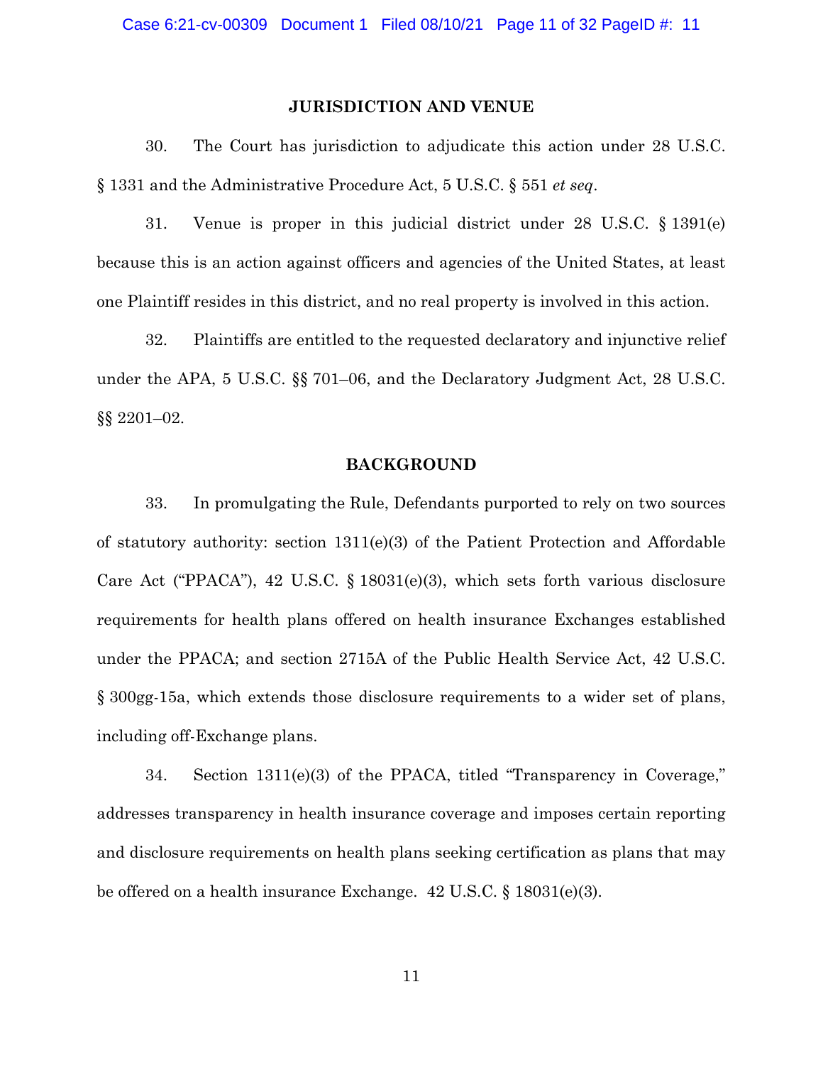## JURISDICTION AND VENUE

30. The Court has jurisdiction to adjudicate this action under 28 U.S.C. § 1331 and the Administrative Procedure Act, 5 U.S.C. § 551 *et seq*.

31. Venue is proper in this judicial district under 28 U.S.C. § 1391(e) because this is an action against officers and agencies of the United States, at least one Plaintiff resides in this district, and no real property is involved in this action.

32. Plaintiffs are entitled to the requested declaratory and injunctive relief under the APA, 5 U.S.C. §§ 701–06, and the Declaratory Judgment Act, 28 U.S.C. §§ 2201–02.

## BACKGROUND

33. In promulgating the Rule, Defendants purported to rely on two sources of statutory authority: section 1311(e)(3) of the Patient Protection and Affordable Care Act ("PPACA"), 42 U.S.C. § 18031(e)(3), which sets forth various disclosure requirements for health plans offered on health insurance Exchanges established under the PPACA; and section 2715A of the Public Health Service Act, 42 U.S.C. § 300gg-15a, which extends those disclosure requirements to a wider set of plans, including off-Exchange plans.

34. Section 1311(e)(3) of the PPACA, titled "Transparency in Coverage," addresses transparency in health insurance coverage and imposes certain reporting and disclosure requirements on health plans seeking certification as plans that may be offered on a health insurance Exchange. 42 U.S.C. § 18031(e)(3).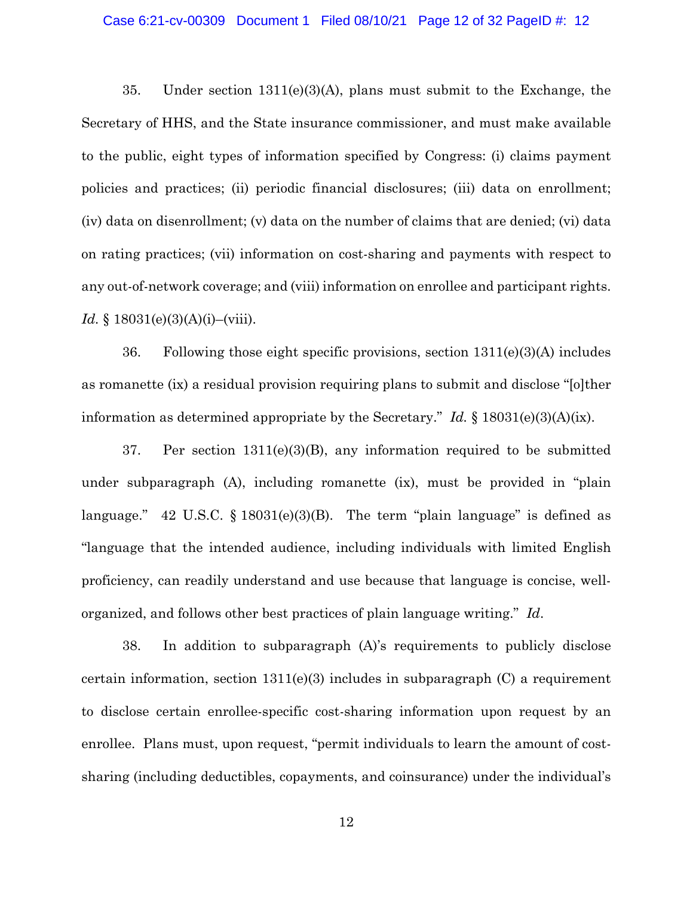35. Under section 1311(e)(3)(A), plans must submit to the Exchange, the Secretary of HHS, and the State insurance commissioner, and must make available to the public, eight types of information specified by Congress: (i) claims payment policies and practices; (ii) periodic financial disclosures; (iii) data on enrollment; (iv) data on disenrollment; (v) data on the number of claims that are denied; (vi) data on rating practices; (vii) information on cost-sharing and payments with respect to any out-of-network coverage; and (viii) information on enrollee and participant rights. *Id*. § 18031(e)(3)(A)(i)–(viii).

36. Following those eight specific provisions, section 1311(e)(3)(A) includes as romanette (ix) a residual provision requiring plans to submit and disclose "[o]ther information as determined appropriate by the Secretary." *Id.* § 18031(e)(3)(A)(ix).

37. Per section 1311(e)(3)(B), any information required to be submitted under subparagraph (A), including romanette (ix), must be provided in "plain language." 42 U.S.C. § 18031(e)(3)(B). The term "plain language" is defined as "language that the intended audience, including individuals with limited English proficiency, can readily understand and use because that language is concise, well-organized, and follows other best practices of plain language writing." *Id*.

38. In addition to subparagraph (A)'s requirements to publicly disclose certain information, section 1311(e)(3) includes in subparagraph (C) a requirement to disclose certain enrollee-specific cost-sharing information upon request by an enrollee. Plans must, upon request, "permit individuals to learn the amount of cost-sharing (including deductibles, copayments, and coinsurance) under the individual's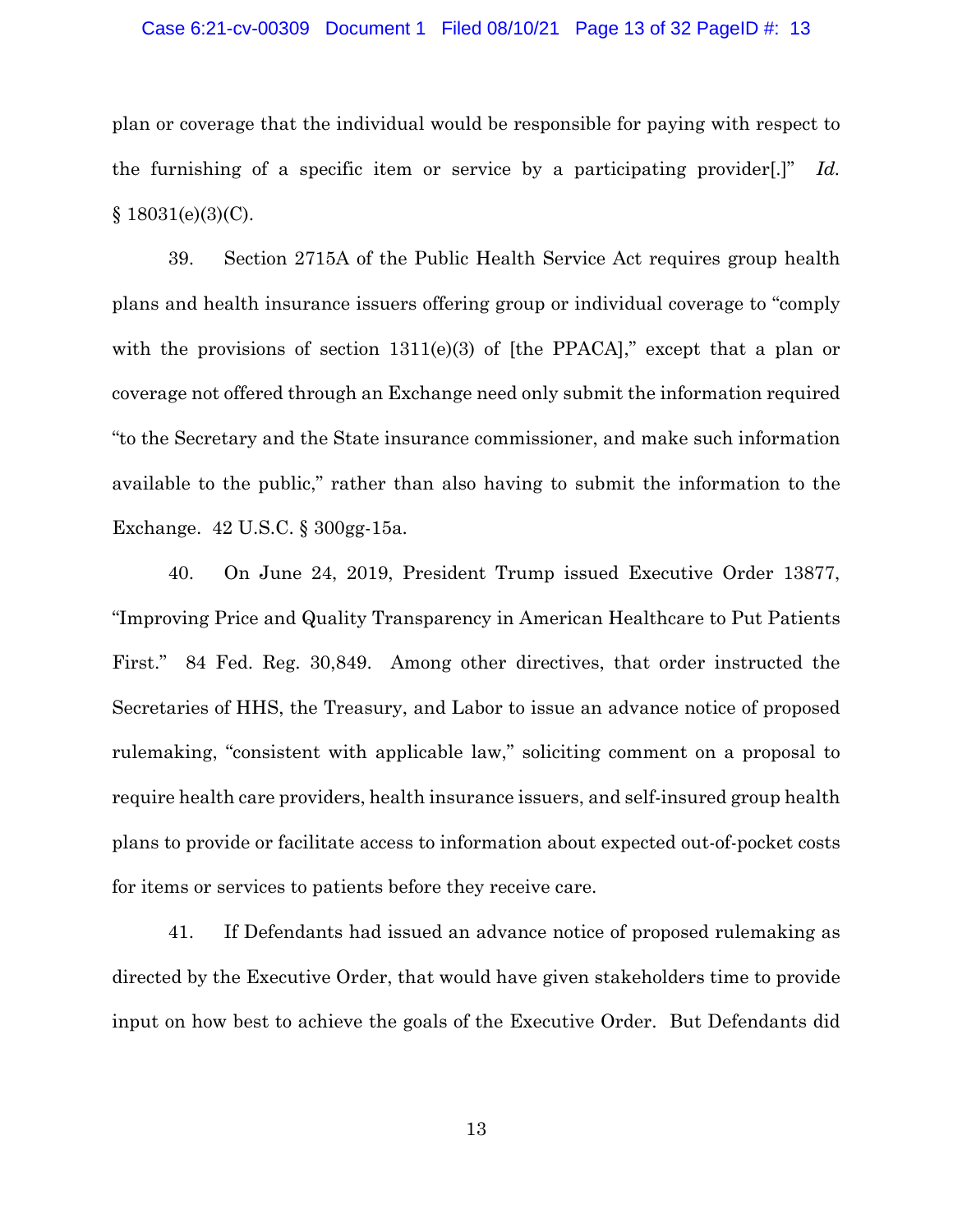plan or coverage that the individual would be responsible for paying with respect to the furnishing of a specific item or service by a participating provider[.]" *Id.* § 18031(e)(3)(C).

39. Section 2715A of the Public Health Service Act requires group health plans and health insurance issuers offering group or individual coverage to "comply with the provisions of section 1311(e)(3) of [the PPACA]," except that a plan or coverage not offered through an Exchange need only submit the information required "to the Secretary and the State insurance commissioner, and make such information available to the public," rather than also having to submit the information to the Exchange. 42 U.S.C. § 300gg-15a.

40. On June 24, 2019, President Trump issued Executive Order 13877, "Improving Price and Quality Transparency in American Healthcare to Put Patients First." 84 Fed. Reg. 30,849. Among other directives, that order instructed the Secretaries of HHS, the Treasury, and Labor to issue an advance notice of proposed rulemaking, "consistent with applicable law," soliciting comment on a proposal to require health care providers, health insurance issuers, and self-insured group health plans to provide or facilitate access to information about expected out-of-pocket costs for items or services to patients before they receive care.

41. If Defendants had issued an advance notice of proposed rulemaking as directed by the Executive Order, that would have given stakeholders time to provide input on how best to achieve the goals of the Executive Order. But Defendants did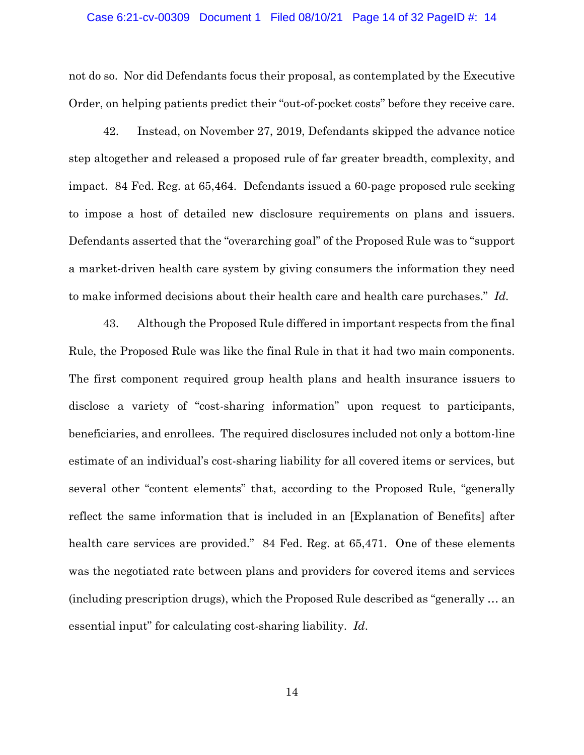not do so. Nor did Defendants focus their proposal, as contemplated by the Executive Order, on helping patients predict their "out-of-pocket costs" before they receive care.

42. Instead, on November 27, 2019, Defendants skipped the advance notice step altogether and released a proposed rule of far greater breadth, complexity, and impact. 84 Fed. Reg. at 65,464. Defendants issued a 60-page proposed rule seeking to impose a host of detailed new disclosure requirements on plans and issuers. Defendants asserted that the "overarching goal" of the Proposed Rule was to "support a market-driven health care system by giving consumers the information they need to make informed decisions about their health care and health care purchases." *Id.*

43. Although the Proposed Rule differed in important respects from the final Rule, the Proposed Rule was like the final Rule in that it had two main components. The first component required group health plans and health insurance issuers to disclose a variety of "cost-sharing information" upon request to participants, beneficiaries, and enrollees. The required disclosures included not only a bottom-line estimate of an individual's cost-sharing liability for all covered items or services, but several other "content elements" that, according to the Proposed Rule, "generally reflect the same information that is included in an [Explanation of Benefits] after health care services are provided." 84 Fed. Reg. at 65,471. One of these elements was the negotiated rate between plans and providers for covered items and services (including prescription drugs), which the Proposed Rule described as "generally … an essential input" for calculating cost-sharing liability. *Id.*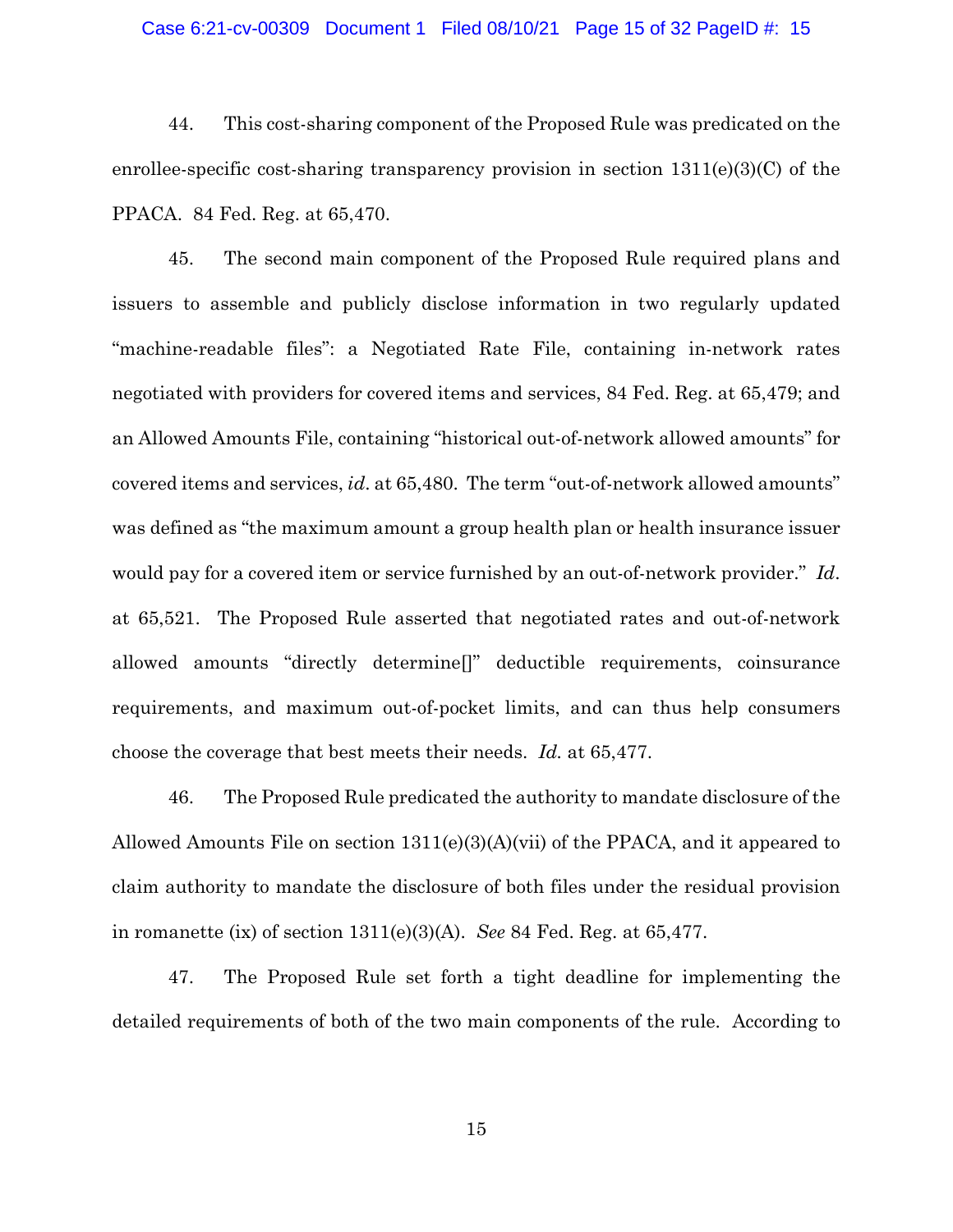44. This cost-sharing component of the Proposed Rule was predicated on the enrollee-specific cost-sharing transparency provision in section 1311(e)(3)(C) of the PPACA. 84 Fed. Reg. at 65,470.

45. The second main component of the Proposed Rule required plans and issuers to assemble and publicly disclose information in two regularly updated "machine-readable files": a Negotiated Rate File, containing in-network rates negotiated with providers for covered items and services, 84 Fed. Reg. at 65,479; and an Allowed Amounts File, containing "historical out-of-network allowed amounts" for covered items and services, *id*. at 65,480. The term "out-of-network allowed amounts" was defined as "the maximum amount a group health plan or health insurance issuer would pay for a covered item or service furnished by an out-of-network provider." *Id*. at 65,521. The Proposed Rule asserted that negotiated rates and out-of-network allowed amounts "directly determine[]" deductible requirements, coinsurance requirements, and maximum out-of-pocket limits, and can thus help consumers choose the coverage that best meets their needs. *Id.* at 65,477.

46. The Proposed Rule predicated the authority to mandate disclosure of the Allowed Amounts File on section 1311(e)(3)(A)(vii) of the PPACA, and it appeared to claim authority to mandate the disclosure of both files under the residual provision in romanette (ix) of section 1311(e)(3)(A). *See* 84 Fed. Reg. at 65,477.

47. The Proposed Rule set forth a tight deadline for implementing the detailed requirements of both of the two main components of the rule. According to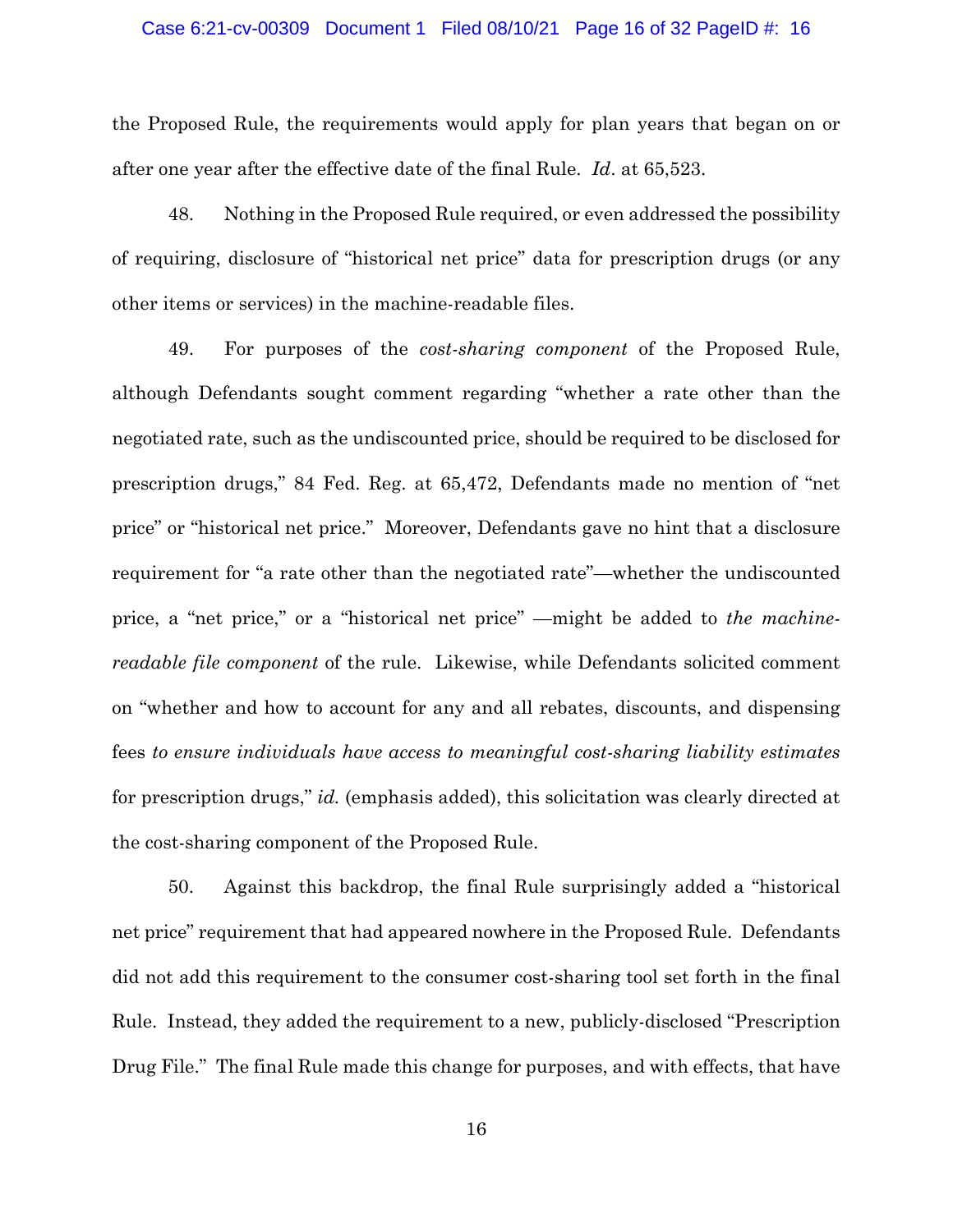the Proposed Rule, the requirements would apply for plan years that began on or after one year after the effective date of the final Rule. *Id*. at 65,523.

48. Nothing in the Proposed Rule required, or even addressed the possibility of requiring, disclosure of "historical net price" data for prescription drugs (or any other items or services) in the machine-readable files.

49. For purposes of the *cost-sharing component* of the Proposed Rule, although Defendants sought comment regarding "whether a rate other than the negotiated rate, such as the undiscounted price, should be required to be disclosed for prescription drugs," 84 Fed. Reg. at 65,472, Defendants made no mention of "net price" or "historical net price." Moreover, Defendants gave no hint that a disclosure requirement for "a rate other than the negotiated rate"—whether the undiscounted price, a "net price," or a "historical net price" —might be added to *the machine-readable file component* of the rule. Likewise, while Defendants solicited comment on "whether and how to account for any and all rebates, discounts, and dispensing fees *to ensure individuals have access to meaningful cost-sharing liability estimates* for prescription drugs," *id.* (emphasis added), this solicitation was clearly directed at the cost-sharing component of the Proposed Rule.

50. Against this backdrop, the final Rule surprisingly added a "historical net price" requirement that had appeared nowhere in the Proposed Rule. Defendants did not add this requirement to the consumer cost-sharing tool set forth in the final Rule. Instead, they added the requirement to a new, publicly-disclosed "Prescription Drug File." The final Rule made this change for purposes, and with effects, that have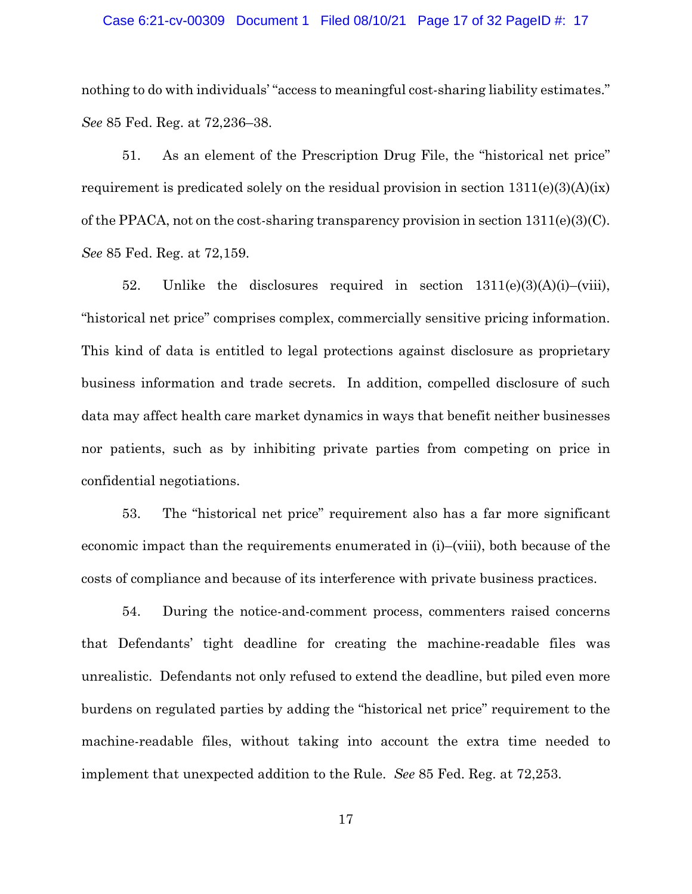nothing to do with individuals' "access to meaningful cost-sharing liability estimates." *See* 85 Fed. Reg. at 72,236–38.

51. As an element of the Prescription Drug File, the "historical net price" requirement is predicated solely on the residual provision in section 1311(e)(3)(A)(ix) of the PPACA, not on the cost-sharing transparency provision in section 1311(e)(3)(C). *See* 85 Fed. Reg. at 72,159.

52. Unlike the disclosures required in section 1311(e)(3)(A)(i)–(viii), "historical net price" comprises complex, commercially sensitive pricing information. This kind of data is entitled to legal protections against disclosure as proprietary business information and trade secrets. In addition, compelled disclosure of such data may affect health care market dynamics in ways that benefit neither businesses nor patients, such as by inhibiting private parties from competing on price in confidential negotiations.

53. The "historical net price" requirement also has a far more significant economic impact than the requirements enumerated in (i)–(viii), both because of the costs of compliance and because of its interference with private business practices.

54. During the notice-and-comment process, commenters raised concerns that Defendants' tight deadline for creating the machine-readable files was unrealistic. Defendants not only refused to extend the deadline, but piled even more burdens on regulated parties by adding the "historical net price" requirement to the machine-readable files, without taking into account the extra time needed to implement that unexpected addition to the Rule. *See* 85 Fed. Reg. at 72,253.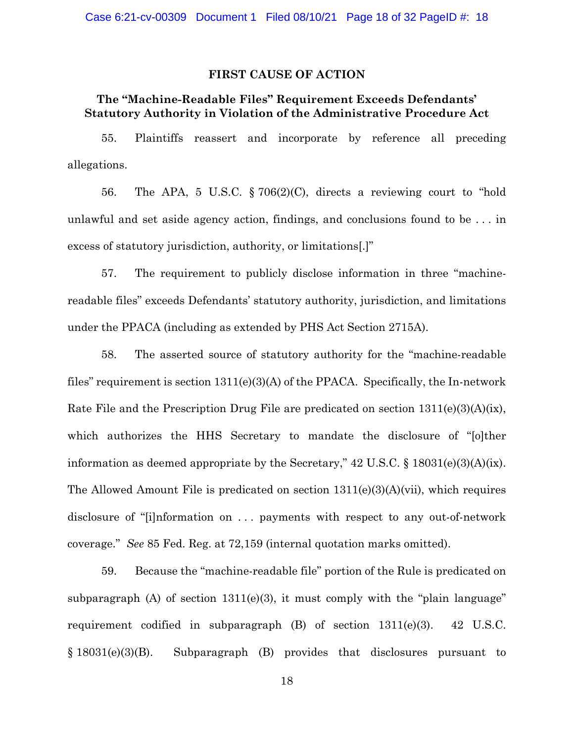## FIRST CAUSE OF ACTION

### The "Machine-Readable Files" Requirement Exceeds Defendants' Statutory Authority in Violation of the Administrative Procedure Act

55. Plaintiffs reassert and incorporate by reference all preceding allegations.

56. The APA, 5 U.S.C. § 706(2)(C), directs a reviewing court to "hold unlawful and set aside agency action, findings, and conclusions found to be . . . in excess of statutory jurisdiction, authority, or limitations[.]"

57. The requirement to publicly disclose information in three "machine-readable files" exceeds Defendants' statutory authority, jurisdiction, and limitations under the PPACA (including as extended by PHS Act Section 2715A).

58. The asserted source of statutory authority for the "machine-readable files" requirement is section 1311(e)(3)(A) of the PPACA. Specifically, the In-network Rate File and the Prescription Drug File are predicated on section 1311(e)(3)(A)(ix), which authorizes the HHS Secretary to mandate the disclosure of "[o]ther information as deemed appropriate by the Secretary," 42 U.S.C. § 18031(e)(3)(A)(ix). The Allowed Amount File is predicated on section 1311(e)(3)(A)(vii), which requires disclosure of "[i]nformation on . . . payments with respect to any out-of-network coverage." *See* 85 Fed. Reg. at 72,159 (internal quotation marks omitted).

59. Because the "machine-readable file" portion of the Rule is predicated on subparagraph (A) of section 1311(e)(3), it must comply with the "plain language" requirement codified in subparagraph (B) of section 1311(e)(3). 42 U.S.C. § 18031(e)(3)(B). Subparagraph (B) provides that disclosures pursuant to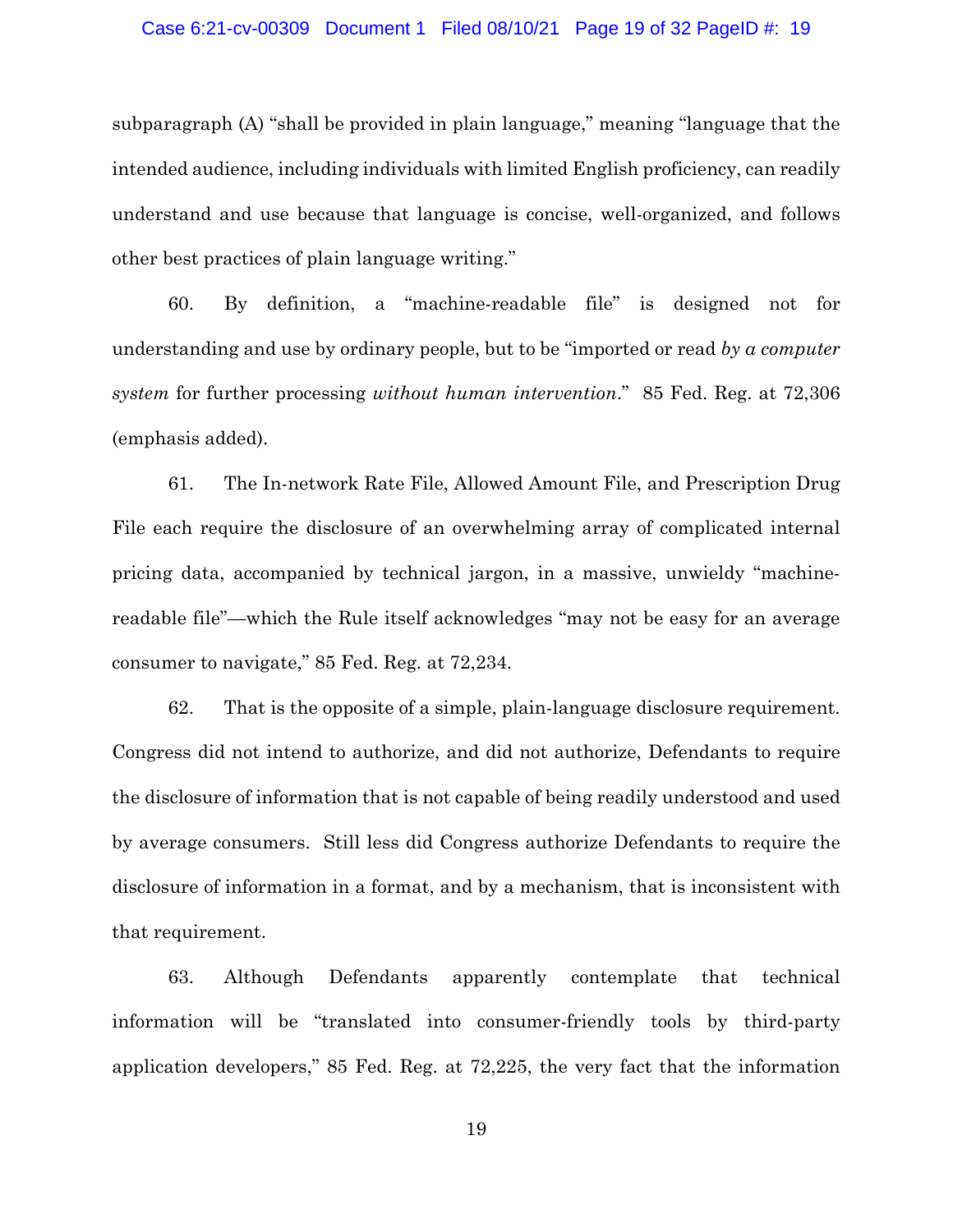subparagraph (A) "shall be provided in plain language," meaning "language that the intended audience, including individuals with limited English proficiency, can readily understand and use because that language is concise, well-organized, and follows other best practices of plain language writing."

60. By definition, a "machine-readable file" is designed not for understanding and use by ordinary people, but to be "imported or read *by a computer system* for further processing *without human intervention*." 85 Fed. Reg. at 72,306 (emphasis added).

61. The In-network Rate File, Allowed Amount File, and Prescription Drug File each require the disclosure of an overwhelming array of complicated internal pricing data, accompanied by technical jargon, in a massive, unwieldy "machine-readable file"—which the Rule itself acknowledges "may not be easy for an average consumer to navigate," 85 Fed. Reg. at 72,234.

62. That is the opposite of a simple, plain-language disclosure requirement. Congress did not intend to authorize, and did not authorize, Defendants to require the disclosure of information that is not capable of being readily understood and used by average consumers. Still less did Congress authorize Defendants to require the disclosure of information in a format, and by a mechanism, that is inconsistent with that requirement.

63. Although Defendants apparently contemplate that technical information will be "translated into consumer-friendly tools by third-party application developers," 85 Fed. Reg. at 72,225, the very fact that the information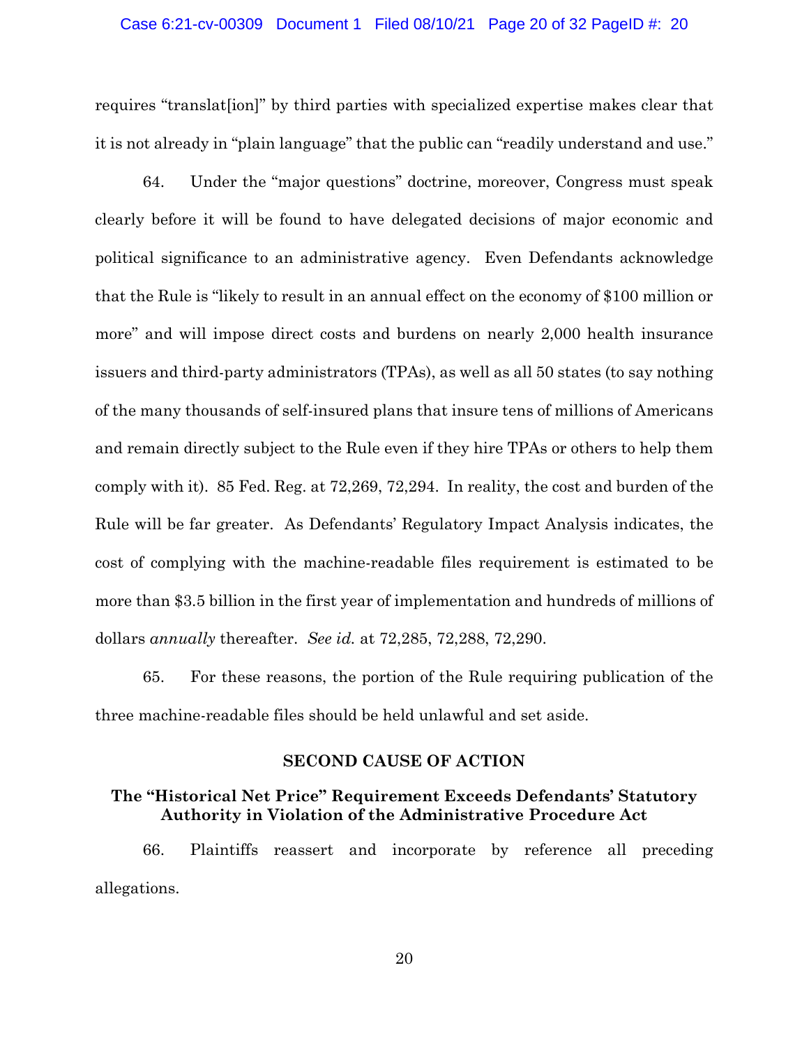requires "translat[ion]" by third parties with specialized expertise makes clear that it is not already in "plain language" that the public can "readily understand and use."

64. Under the "major questions" doctrine, moreover, Congress must speak clearly before it will be found to have delegated decisions of major economic and political significance to an administrative agency. Even Defendants acknowledge that the Rule is "likely to result in an annual effect on the economy of $100 million or more" and will impose direct costs and burdens on nearly 2,000 health insurance issuers and third-party administrators (TPAs), as well as all 50 states (to say nothing of the many thousands of self-insured plans that insure tens of millions of Americans and remain directly subject to the Rule even if they hire TPAs or others to help them comply with it). 85 Fed. Reg. at 72,269, 72,294. In reality, the cost and burden of the Rule will be far greater. As Defendants' Regulatory Impact Analysis indicates, the cost of complying with the machine-readable files requirement is estimated to be more than $3.5 billion in the first year of implementation and hundreds of millions of dollars *annually* thereafter. *See id.* at 72,285, 72,288, 72,290.

65. For these reasons, the portion of the Rule requiring publication of the three machine-readable files should be held unlawful and set aside.

## SECOND CAUSE OF ACTION

### The "Historical Net Price" Requirement Exceeds Defendants' Statutory Authority in Violation of the Administrative Procedure Act

66. Plaintiffs reassert and incorporate by reference all preceding allegations.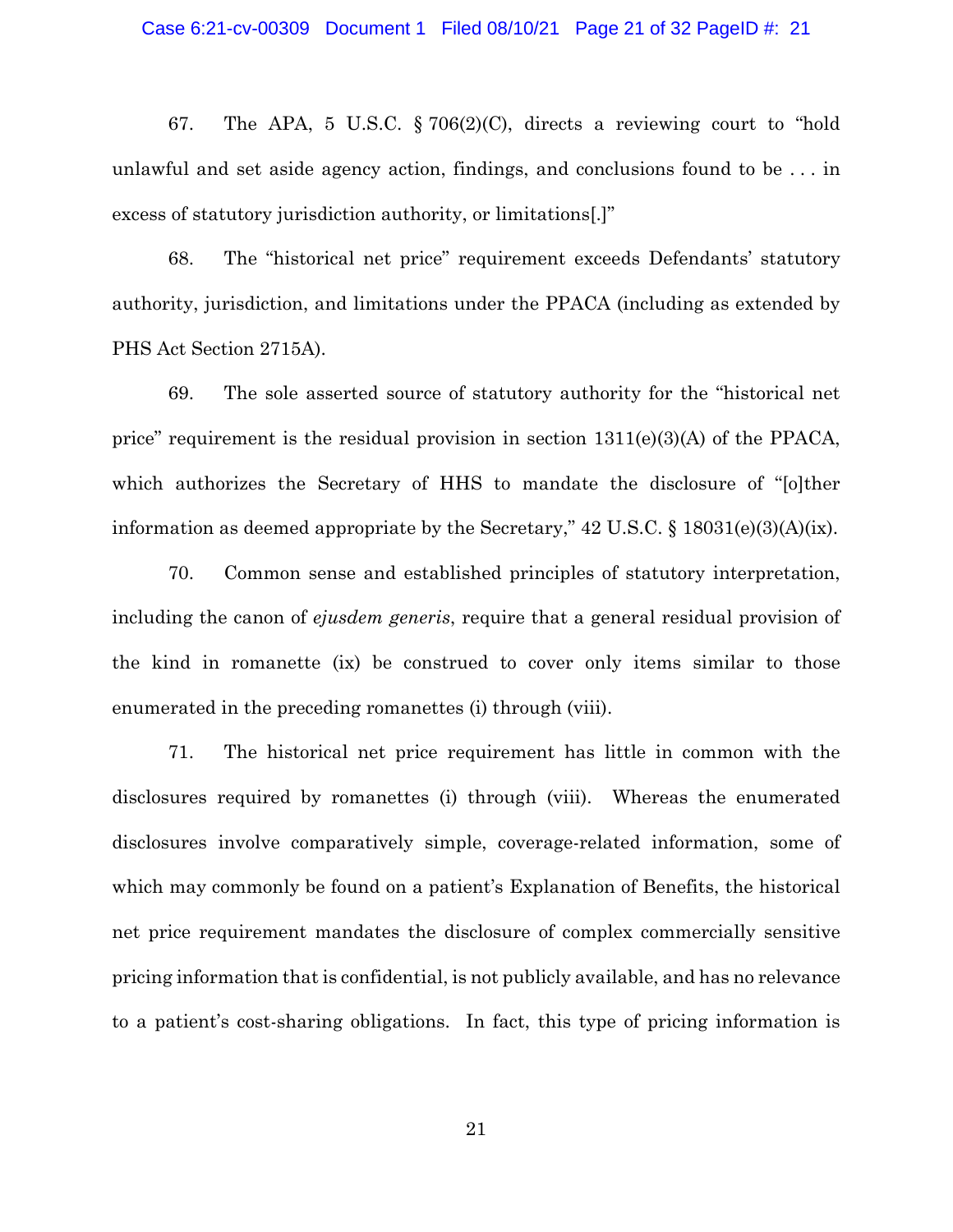67. The APA, 5 U.S.C. § 706(2)(C), directs a reviewing court to "hold unlawful and set aside agency action, findings, and conclusions found to be . . . in excess of statutory jurisdiction authority, or limitations[.]"

68. The "historical net price" requirement exceeds Defendants' statutory authority, jurisdiction, and limitations under the PPACA (including as extended by PHS Act Section 2715A).

69. The sole asserted source of statutory authority for the "historical net price" requirement is the residual provision in section 1311(e)(3)(A) of the PPACA, which authorizes the Secretary of HHS to mandate the disclosure of "[o]ther information as deemed appropriate by the Secretary," 42 U.S.C. § 18031(e)(3)(A)(ix).

70. Common sense and established principles of statutory interpretation, including the canon of *ejusdem generis*, require that a general residual provision of the kind in romanette (ix) be construed to cover only items similar to those enumerated in the preceding romanettes (i) through (viii).

71. The historical net price requirement has little in common with the disclosures required by romanettes (i) through (viii). Whereas the enumerated disclosures involve comparatively simple, coverage-related information, some of which may commonly be found on a patient's Explanation of Benefits, the historical net price requirement mandates the disclosure of complex commercially sensitive pricing information that is confidential, is not publicly available, and has no relevance to a patient's cost-sharing obligations. In fact, this type of pricing information is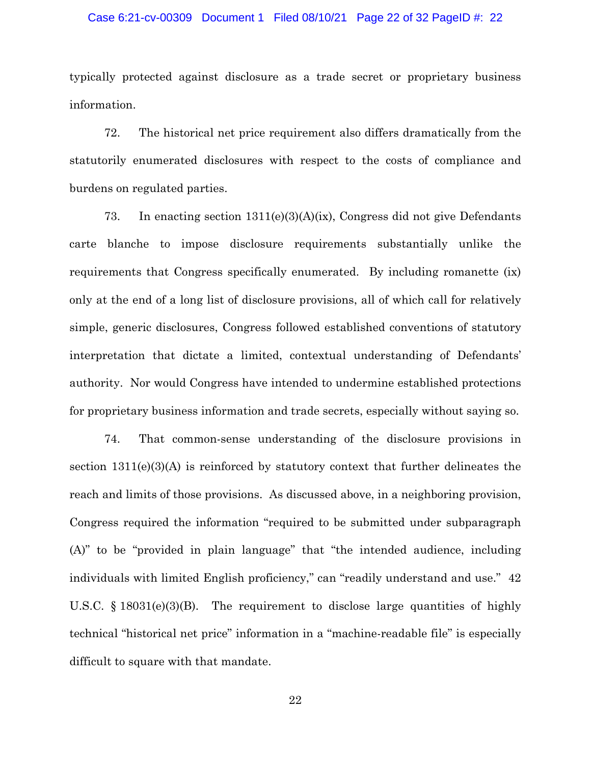typically protected against disclosure as a trade secret or proprietary business information.

72. The historical net price requirement also differs dramatically from the statutorily enumerated disclosures with respect to the costs of compliance and burdens on regulated parties.

73. In enacting section 1311(e)(3)(A)(ix), Congress did not give Defendants carte blanche to impose disclosure requirements substantially unlike the requirements that Congress specifically enumerated. By including romanette (ix) only at the end of a long list of disclosure provisions, all of which call for relatively simple, generic disclosures, Congress followed established conventions of statutory interpretation that dictate a limited, contextual understanding of Defendants' authority. Nor would Congress have intended to undermine established protections for proprietary business information and trade secrets, especially without saying so.

74. That common-sense understanding of the disclosure provisions in section 1311(e)(3)(A) is reinforced by statutory context that further delineates the reach and limits of those provisions. As discussed above, in a neighboring provision, Congress required the information "required to be submitted under subparagraph (A)" to be "provided in plain language" that "the intended audience, including individuals with limited English proficiency," can "readily understand and use." 42 U.S.C. § 18031(e)(3)(B). The requirement to disclose large quantities of highly technical "historical net price" information in a "machine-readable file" is especially difficult to square with that mandate.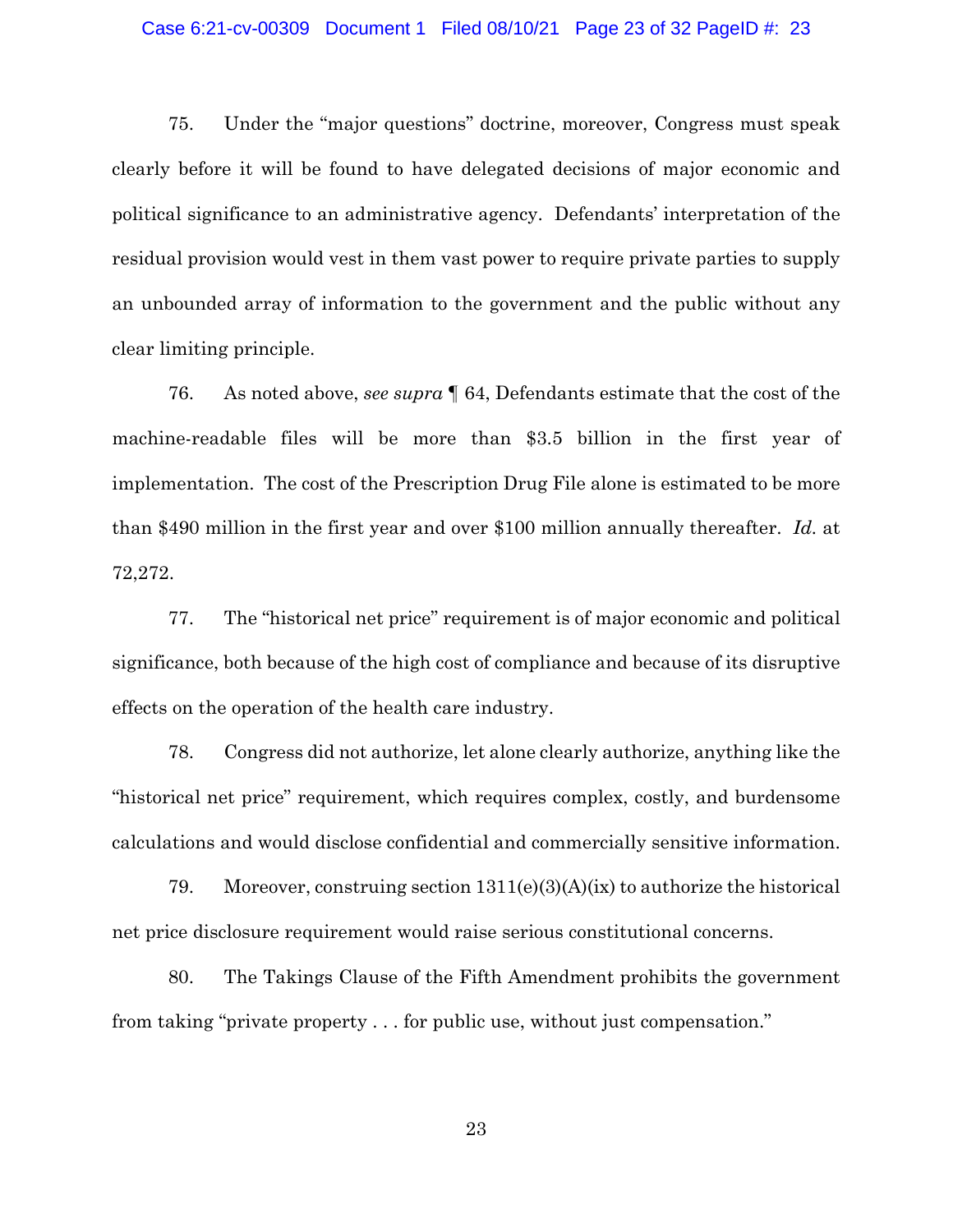75. Under the "major questions" doctrine, moreover, Congress must speak clearly before it will be found to have delegated decisions of major economic and political significance to an administrative agency. Defendants' interpretation of the residual provision would vest in them vast power to require private parties to supply an unbounded array of information to the government and the public without any clear limiting principle.

76. As noted above, *see supra* ¶ 64, Defendants estimate that the cost of the machine-readable files will be more than $3.5 billion in the first year of implementation. The cost of the Prescription Drug File alone is estimated to be more than $490 million in the first year and over $100 million annually thereafter. *Id.* at 72,272.

77. The "historical net price" requirement is of major economic and political significance, both because of the high cost of compliance and because of its disruptive effects on the operation of the health care industry.

78. Congress did not authorize, let alone clearly authorize, anything like the "historical net price" requirement, which requires complex, costly, and burdensome calculations and would disclose confidential and commercially sensitive information.

79. Moreover, construing section 1311(e)(3)(A)(ix) to authorize the historical net price disclosure requirement would raise serious constitutional concerns.

80. The Takings Clause of the Fifth Amendment prohibits the government from taking "private property . . . for public use, without just compensation."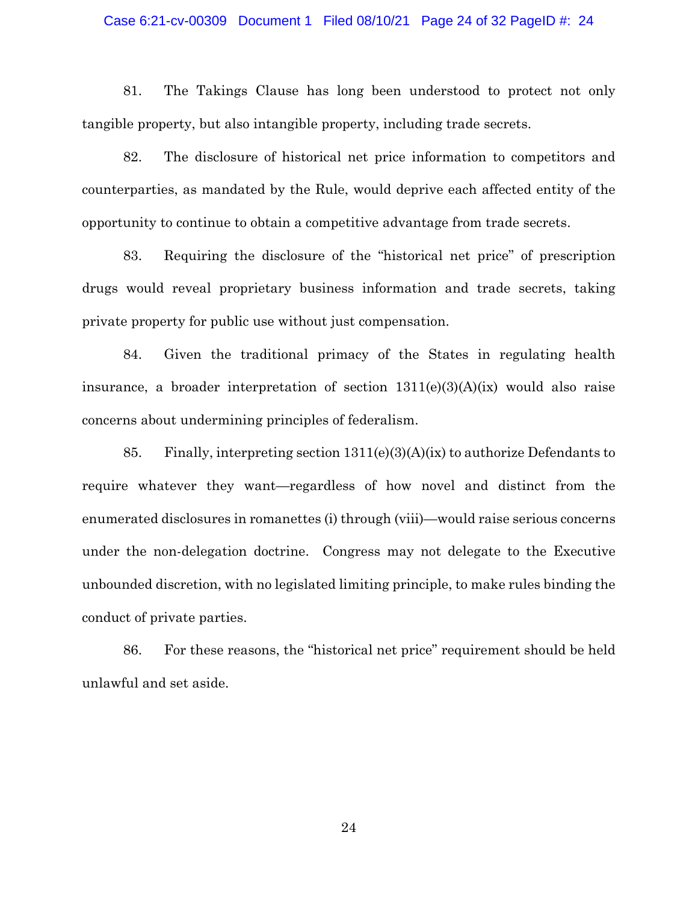81. The Takings Clause has long been understood to protect not only tangible property, but also intangible property, including trade secrets.

82. The disclosure of historical net price information to competitors and counterparties, as mandated by the Rule, would deprive each affected entity of the opportunity to continue to obtain a competitive advantage from trade secrets.

83. Requiring the disclosure of the "historical net price" of prescription drugs would reveal proprietary business information and trade secrets, taking private property for public use without just compensation.

84. Given the traditional primacy of the States in regulating health insurance, a broader interpretation of section 1311(e)(3)(A)(ix) would also raise concerns about undermining principles of federalism.

85. Finally, interpreting section 1311(e)(3)(A)(ix) to authorize Defendants to require whatever they want—regardless of how novel and distinct from the enumerated disclosures in romanettes (i) through (viii)—would raise serious concerns under the non-delegation doctrine. Congress may not delegate to the Executive unbounded discretion, with no legislated limiting principle, to make rules binding the conduct of private parties.

86. For these reasons, the "historical net price" requirement should be held unlawful and set aside.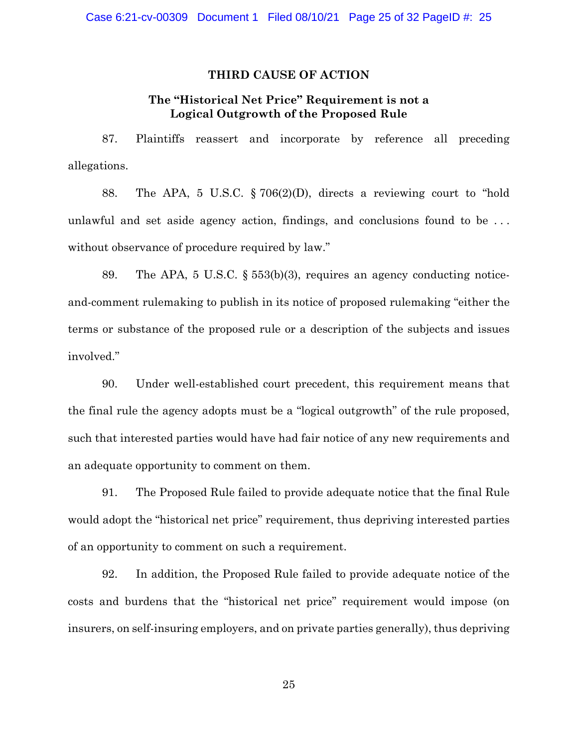## THIRD CAUSE OF ACTION

### The "Historical Net Price" Requirement is not a Logical Outgrowth of the Proposed Rule

87. Plaintiffs reassert and incorporate by reference all preceding allegations.

88. The APA, 5 U.S.C. § 706(2)(D), directs a reviewing court to "hold unlawful and set aside agency action, findings, and conclusions found to be . . . without observance of procedure required by law."

89. The APA, 5 U.S.C. § 553(b)(3), requires an agency conducting notice-and-comment rulemaking to publish in its notice of proposed rulemaking "either the terms or substance of the proposed rule or a description of the subjects and issues involved."

90. Under well-established court precedent, this requirement means that the final rule the agency adopts must be a "logical outgrowth" of the rule proposed, such that interested parties would have had fair notice of any new requirements and an adequate opportunity to comment on them.

91. The Proposed Rule failed to provide adequate notice that the final Rule would adopt the "historical net price" requirement, thus depriving interested parties of an opportunity to comment on such a requirement.

92. In addition, the Proposed Rule failed to provide adequate notice of the costs and burdens that the "historical net price" requirement would impose (on insurers, on self-insuring employers, and on private parties generally), thus depriving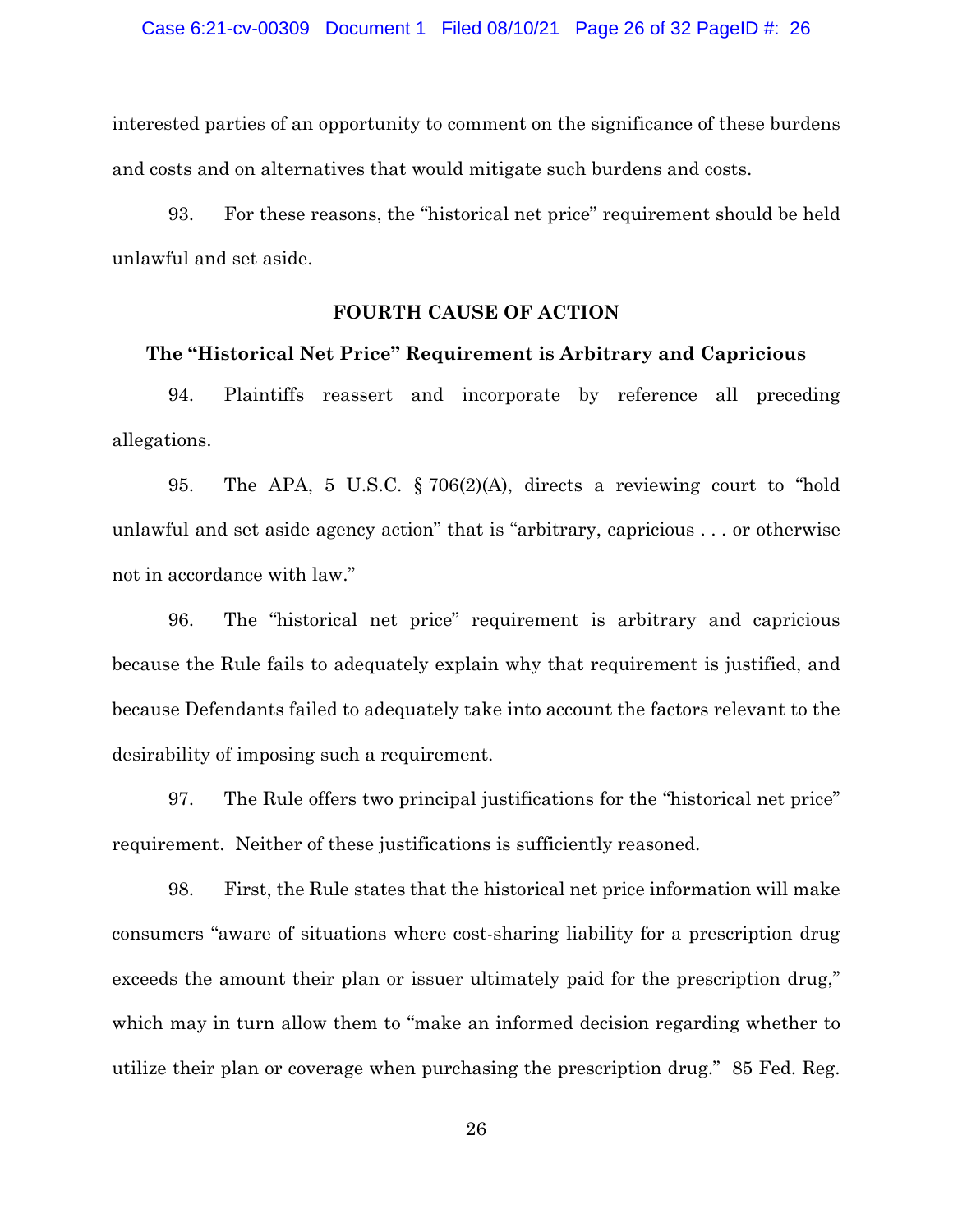interested parties of an opportunity to comment on the significance of these burdens and costs and on alternatives that would mitigate such burdens and costs.

93. For these reasons, the "historical net price" requirement should be held unlawful and set aside.

## FOURTH CAUSE OF ACTION

### The "Historical Net Price" Requirement is Arbitrary and Capricious

94. Plaintiffs reassert and incorporate by reference all preceding allegations.

95. The APA, 5 U.S.C. § 706(2)(A), directs a reviewing court to "hold unlawful and set aside agency action" that is "arbitrary, capricious . . . or otherwise not in accordance with law."

96. The "historical net price" requirement is arbitrary and capricious because the Rule fails to adequately explain why that requirement is justified, and because Defendants failed to adequately take into account the factors relevant to the desirability of imposing such a requirement.

97. The Rule offers two principal justifications for the "historical net price" requirement. Neither of these justifications is sufficiently reasoned.

98. First, the Rule states that the historical net price information will make consumers "aware of situations where cost-sharing liability for a prescription drug exceeds the amount their plan or issuer ultimately paid for the prescription drug," which may in turn allow them to "make an informed decision regarding whether to utilize their plan or coverage when purchasing the prescription drug." 85 Fed. Reg.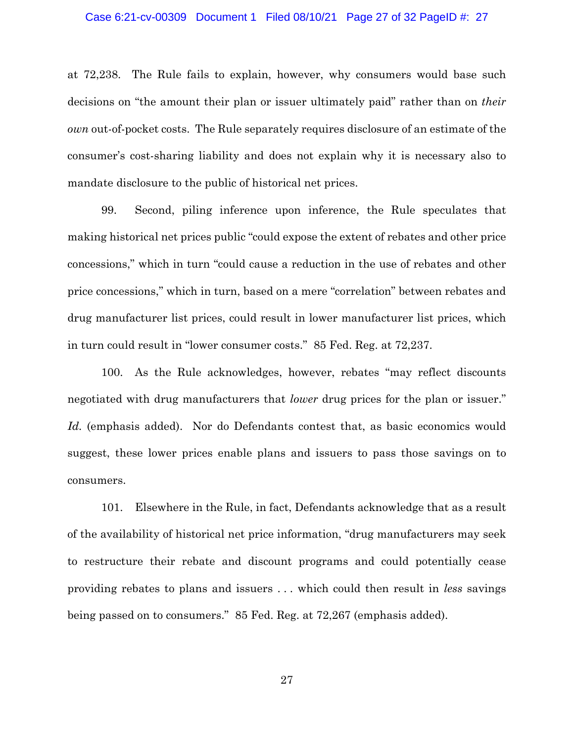at 72,238. The Rule fails to explain, however, why consumers would base such decisions on "the amount their plan or issuer ultimately paid" rather than on *their own* out-of-pocket costs. The Rule separately requires disclosure of an estimate of the consumer's cost-sharing liability and does not explain why it is necessary also to mandate disclosure to the public of historical net prices.

99. Second, piling inference upon inference, the Rule speculates that making historical net prices public "could expose the extent of rebates and other price concessions," which in turn "could cause a reduction in the use of rebates and other price concessions," which in turn, based on a mere "correlation" between rebates and drug manufacturer list prices, could result in lower manufacturer list prices, which in turn could result in "lower consumer costs." 85 Fed. Reg. at 72,237.

100. As the Rule acknowledges, however, rebates "may reflect discounts negotiated with drug manufacturers that *lower* drug prices for the plan or issuer." *Id.* (emphasis added). Nor do Defendants contest that, as basic economics would suggest, these lower prices enable plans and issuers to pass those savings on to consumers.

101. Elsewhere in the Rule, in fact, Defendants acknowledge that as a result of the availability of historical net price information, "drug manufacturers may seek to restructure their rebate and discount programs and could potentially cease providing rebates to plans and issuers . . . which could then result in *less* savings being passed on to consumers." 85 Fed. Reg. at 72,267 (emphasis added).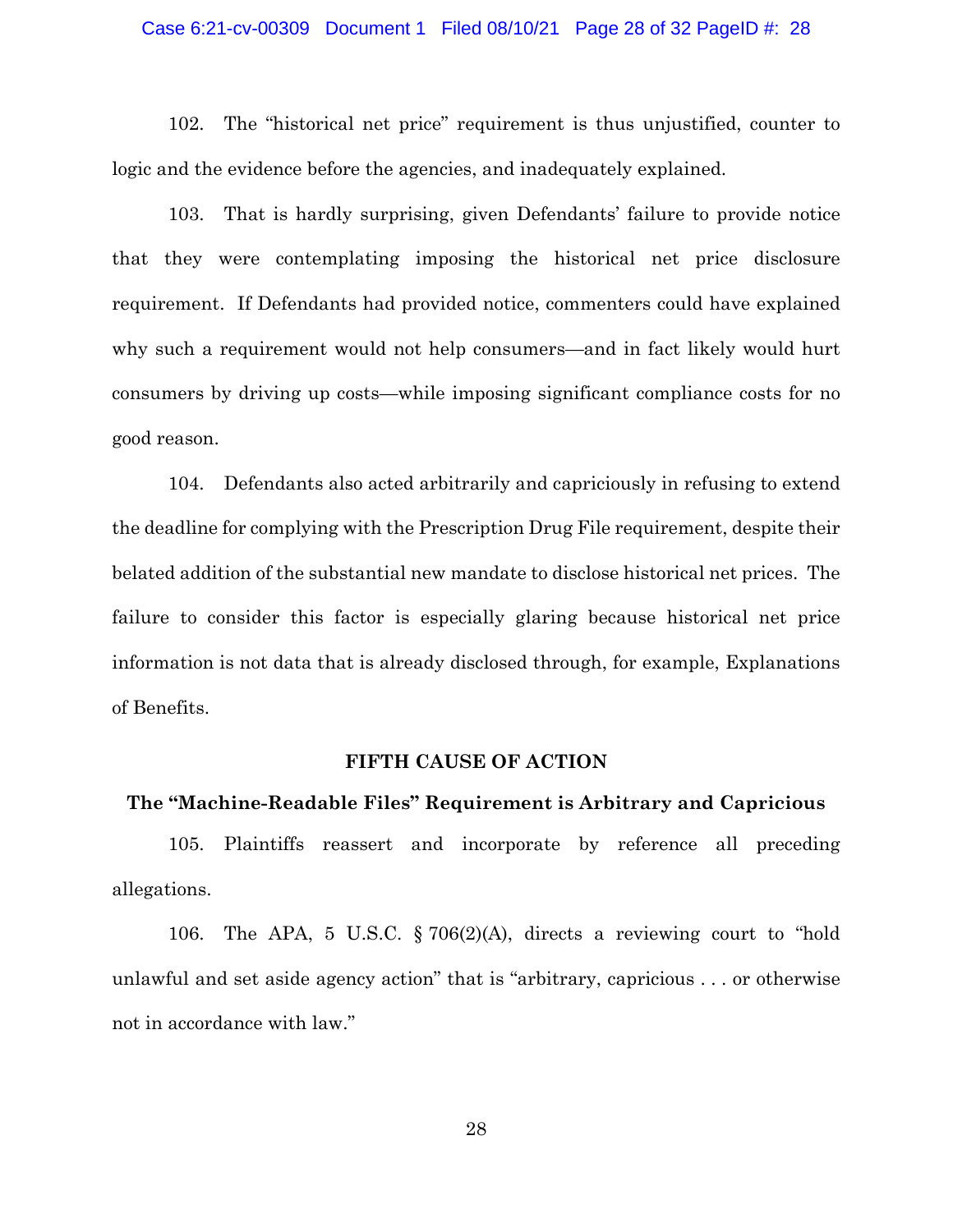102. The "historical net price" requirement is thus unjustified, counter to logic and the evidence before the agencies, and inadequately explained.

103. That is hardly surprising, given Defendants' failure to provide notice that they were contemplating imposing the historical net price disclosure requirement. If Defendants had provided notice, commenters could have explained why such a requirement would not help consumers—and in fact likely would hurt consumers by driving up costs—while imposing significant compliance costs for no good reason.

104. Defendants also acted arbitrarily and capriciously in refusing to extend the deadline for complying with the Prescription Drug File requirement, despite their belated addition of the substantial new mandate to disclose historical net prices. The failure to consider this factor is especially glaring because historical net price information is not data that is already disclosed through, for example, Explanations of Benefits.

## FIFTH CAUSE OF ACTION

### The "Machine-Readable Files" Requirement is Arbitrary and Capricious

105. Plaintiffs reassert and incorporate by reference all preceding allegations.

106. The APA, 5 U.S.C. § 706(2)(A), directs a reviewing court to "hold unlawful and set aside agency action" that is "arbitrary, capricious . . . or otherwise not in accordance with law."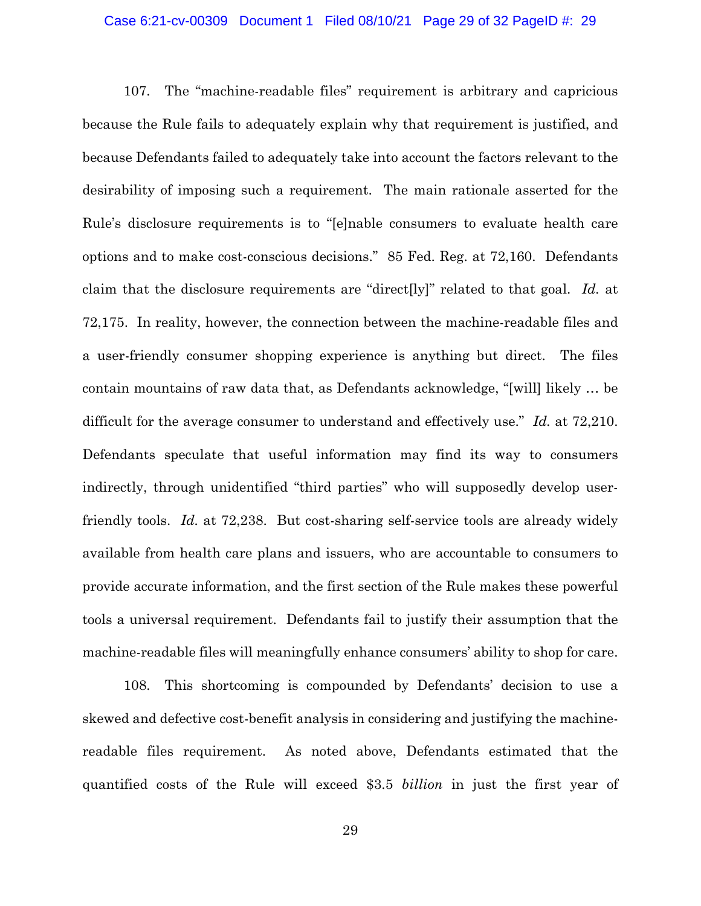107. The "machine-readable files" requirement is arbitrary and capricious because the Rule fails to adequately explain why that requirement is justified, and because Defendants failed to adequately take into account the factors relevant to the desirability of imposing such a requirement. The main rationale asserted for the Rule's disclosure requirements is to "[e]nable consumers to evaluate health care options and to make cost-conscious decisions." 85 Fed. Reg. at 72,160. Defendants claim that the disclosure requirements are "direct[ly]" related to that goal. *Id.* at 72,175. In reality, however, the connection between the machine-readable files and a user-friendly consumer shopping experience is anything but direct. The files contain mountains of raw data that, as Defendants acknowledge, "[will] likely … be difficult for the average consumer to understand and effectively use." *Id.* at 72,210. Defendants speculate that useful information may find its way to consumers indirectly, through unidentified "third parties" who will supposedly develop user-friendly tools. *Id.* at 72,238. But cost-sharing self-service tools are already widely available from health care plans and issuers, who are accountable to consumers to provide accurate information, and the first section of the Rule makes these powerful tools a universal requirement. Defendants fail to justify their assumption that the machine-readable files will meaningfully enhance consumers' ability to shop for care.

108. This shortcoming is compounded by Defendants' decision to use a skewed and defective cost-benefit analysis in considering and justifying the machine-readable files requirement. As noted above, Defendants estimated that the quantified costs of the Rule will exceed $3.5 *billion* in just the first year of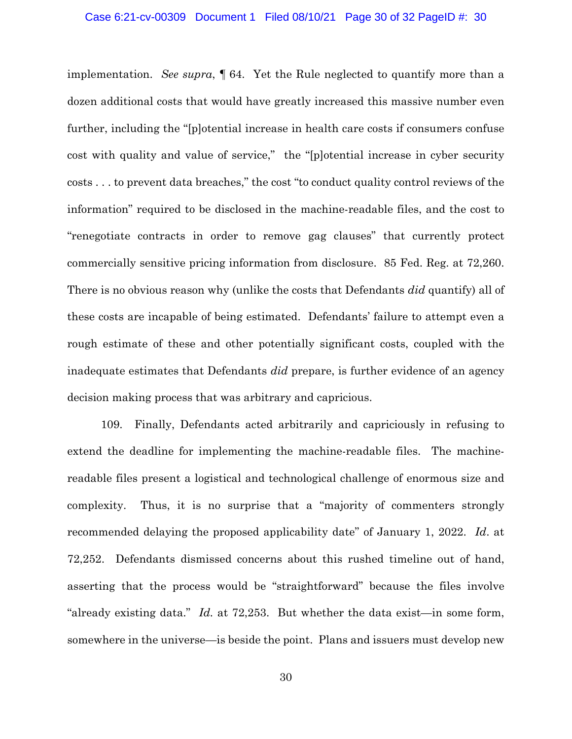implementation. *See supra*, ¶ 64. Yet the Rule neglected to quantify more than a dozen additional costs that would have greatly increased this massive number even further, including the "[p]otential increase in health care costs if consumers confuse cost with quality and value of service," the "[p]otential increase in cyber security costs . . . to prevent data breaches," the cost "to conduct quality control reviews of the information" required to be disclosed in the machine-readable files, and the cost to "renegotiate contracts in order to remove gag clauses" that currently protect commercially sensitive pricing information from disclosure. 85 Fed. Reg. at 72,260. There is no obvious reason why (unlike the costs that Defendants *did* quantify) all of these costs are incapable of being estimated. Defendants' failure to attempt even a rough estimate of these and other potentially significant costs, coupled with the inadequate estimates that Defendants *did* prepare, is further evidence of an agency decision making process that was arbitrary and capricious.

109. Finally, Defendants acted arbitrarily and capriciously in refusing to extend the deadline for implementing the machine-readable files. The machine-readable files present a logistical and technological challenge of enormous size and complexity. Thus, it is no surprise that a "majority of commenters strongly recommended delaying the proposed applicability date" of January 1, 2022. *Id*. at 72,252. Defendants dismissed concerns about this rushed timeline out of hand, asserting that the process would be "straightforward" because the files involve "already existing data." *Id.* at 72,253. But whether the data exist—in some form, somewhere in the universe—is beside the point. Plans and issuers must develop new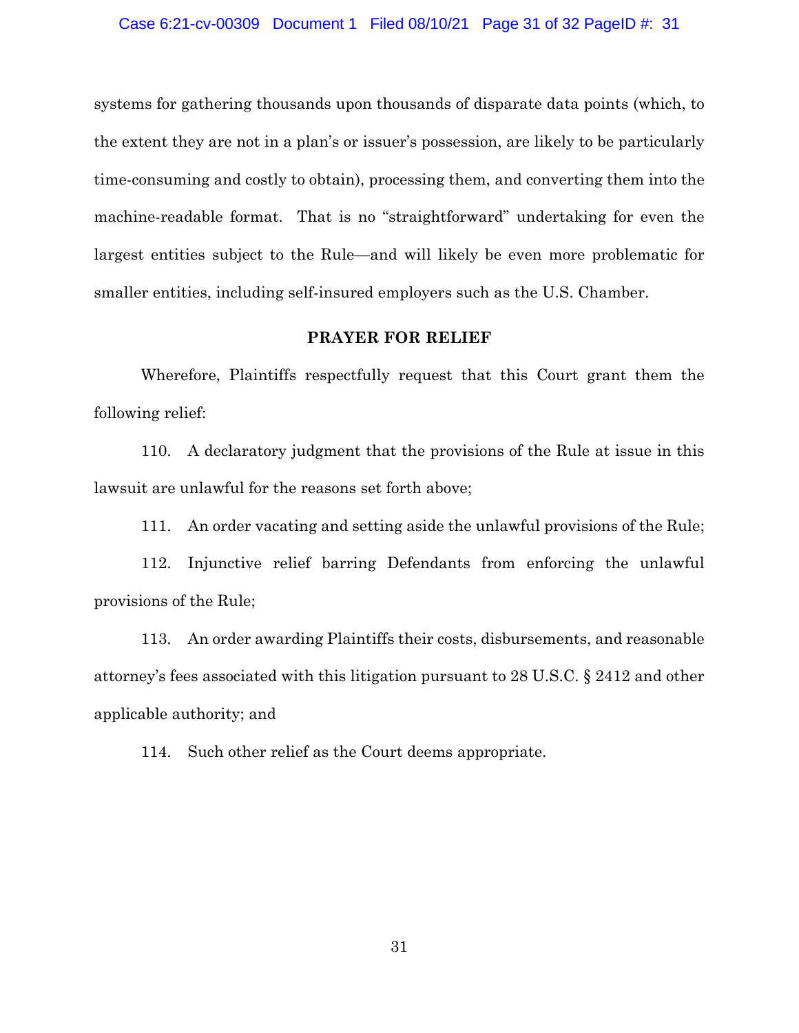systems for gathering thousands upon thousands of disparate data points (which, to the extent they are not in a plan's or issuer's possession, are likely to be particularly time-consuming and costly to obtain), processing them, and converting them into the machine-readable format. That is no "straightforward" undertaking for even the largest entities subject to the Rule—and will likely be even more problematic for smaller entities, including self-insured employers such as the U.S. Chamber.

## PRAYER FOR RELIEF

Wherefore, Plaintiffs respectfully request that this Court grant them the following relief:

110. A declaratory judgment that the provisions of the Rule at issue in this lawsuit are unlawful for the reasons set forth above;

111. An order vacating and setting aside the unlawful provisions of the Rule;

112. Injunctive relief barring Defendants from enforcing the unlawful provisions of the Rule;

113. An order awarding Plaintiffs their costs, disbursements, and reasonable attorney's fees associated with this litigation pursuant to 28 U.S.C. § 2412 and other applicable authority; and

114. Such other relief as the Court deems appropriate.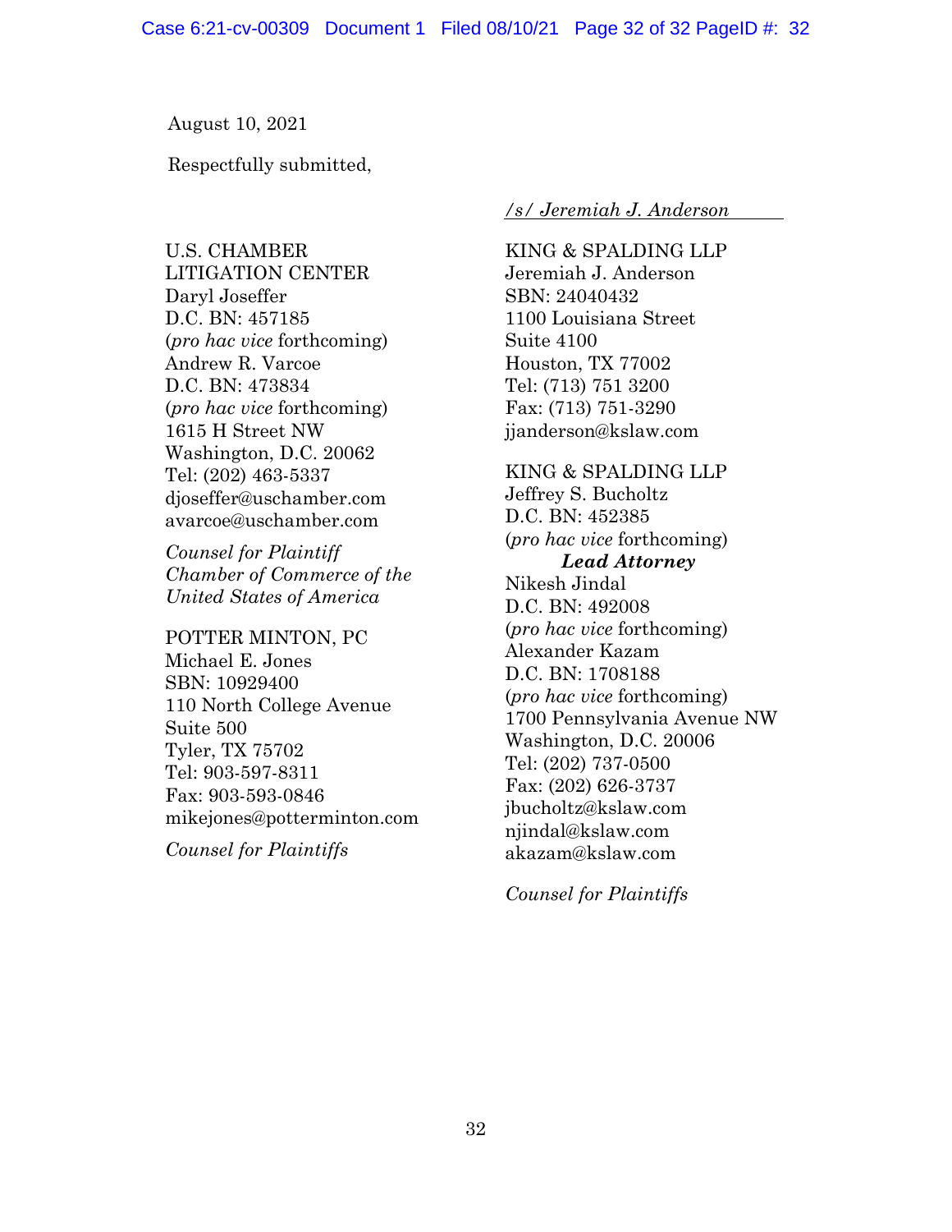August 10, 2021

Respectfully submitted,

*/s/ Jeremiah J. Anderson*

KING & SPALDING LLP
Jeremiah J. Anderson
SBN: 24040432
1100 Louisiana Street
Suite 4100
Houston, TX 77002
Tel: (713) 751 3200
Fax: (713) 751-3290
jjanderson@kslaw.com

KING & SPALDING LLP
Jeffrey S. Bucholtz
D.C. BN: 452385
(*pro hac vice* forthcoming)
***Lead Attorney***
Nikesh Jindal
D.C. BN: 492008
(*pro hac vice* forthcoming)
Alexander Kazam
D.C. BN: 1708188
(*pro hac vice* forthcoming)
1700 Pennsylvania Avenue NW
Washington, D.C. 20006
Tel: (202) 737-0500
Fax: (202) 626-3737
jbucholtz@kslaw.com
njindal@kslaw.com
akazam@kslaw.com

*Counsel for Plaintiffs*

U.S. CHAMBER
LITIGATION CENTER
Daryl Joseffer
D.C. BN: 457185
(*pro hac vice* forthcoming)
Andrew R. Varcoe
D.C. BN: 473834
(*pro hac vice* forthcoming)
1615 H Street NW
Washington, D.C. 20062
Tel: (202) 463-5337
djoseffer@uschamber.com
avarcoe@uschamber.com

*Counsel for Plaintiff Chamber of Commerce of the United States of America*

POTTER MINTON, PC
Michael E. Jones
SBN: 10929400
110 North College Avenue
Suite 500
Tyler, TX 75702
Tel: 903-597-8311
Fax: 903-593-0846
mikejones@potterminton.com

*Counsel for Plaintiffs*